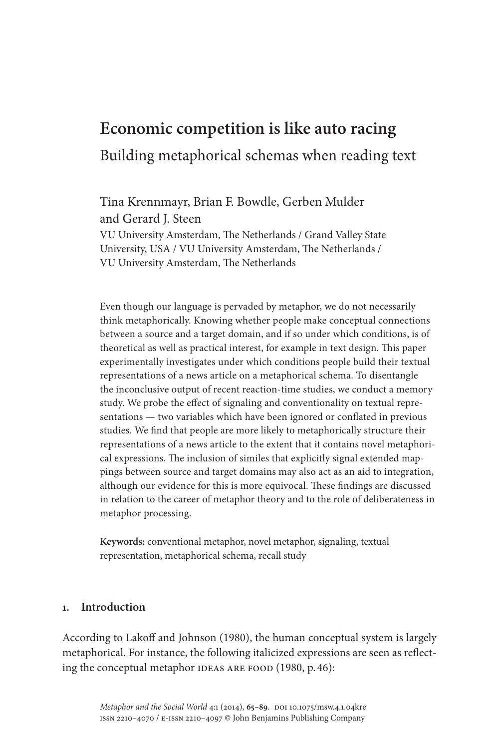# Economic competition is like auto racing

## Building metaphorical schemas when reading text

Tina Krennmayr, Brian F. Bowdle, Gerben Mulder and Gerard J. Steen

VU University Amsterdam, The Netherlands / Grand Valley State University, USA / VU University Amsterdam, The Netherlands / VU University Amsterdam, The Netherlands

Even though our language is pervaded by metaphor, we do not necessarily think metaphorically. Knowing whether people make conceptual connections between a source and a target domain, and if so under which conditions, is of theoretical as well as practical interest, for example in text design. This paper experimentally investigates under which conditions people build their textual representations of a news article on a metaphorical schema. To disentangle the inconclusive output of recent reaction-time studies, we conduct a memory study. We probe the effect of signaling and conventionality on textual representations — two variables which have been ignored or conflated in previous studies. We find that people are more likely to metaphorically structure their representations of a news article to the extent that it contains novel metaphorical expressions. The inclusion of similes that explicitly signal extended mappings between source and target domains may also act as an aid to integration, although our evidence for this is more equivocal. These findings are discussed in relation to the career of metaphor theory and to the role of deliberateness in metaphor processing.

**Keywords:** conventional metaphor, novel metaphor, signaling, textual representation, metaphorical schema, recall study

## 1. Introduction

According to Lakoff and Johnson (1980), the human conceptual system is largely metaphorical. For instance, the following italicized expressions are seen as reflecting the conceptual metaphor IDEAS ARE FOOD (1980, p. 46):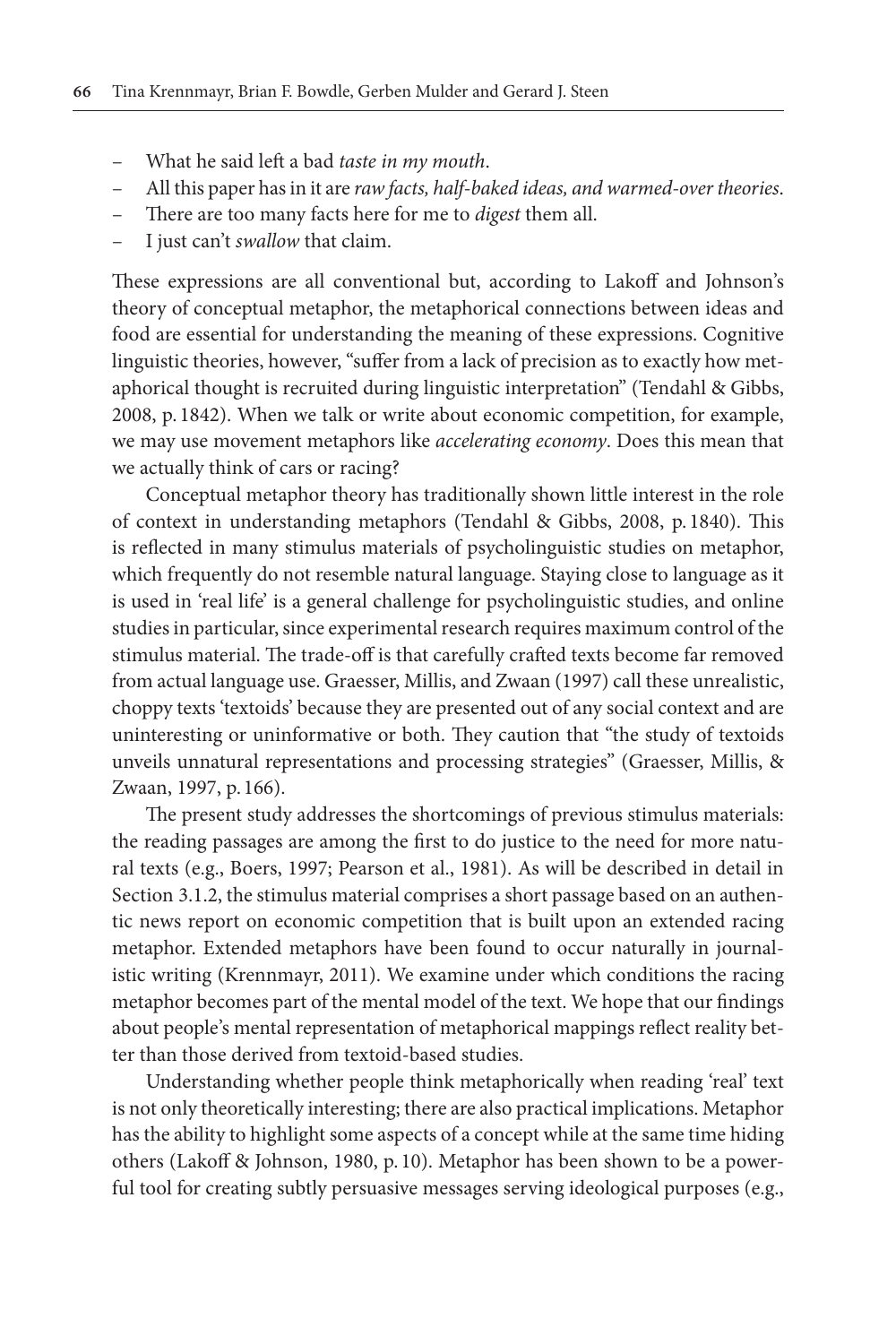- What he said left a bad *taste in my mouth*.
- All this paper has in it are *raw facts, half-baked ideas, and warmed-over theories*.
- There are too many facts here for me to *digest* them all.
- I just can't *swallow* that claim.

These expressions are all conventional but, according to Lakoff and Johnson's theory of conceptual metaphor, the metaphorical connections between ideas and food are essential for understanding the meaning of these expressions. Cognitive linguistic theories, however, "suffer from a lack of precision as to exactly how metaphorical thought is recruited during linguistic interpretation" (Tendahl & Gibbs, 2008, p. 1842). When we talk or write about economic competition, for example, we may use movement metaphors like *accelerating economy*. Does this mean that we actually think of cars or racing?

Conceptual metaphor theory has traditionally shown little interest in the role of context in understanding metaphors (Tendahl & Gibbs, 2008, p. 1840). This is reflected in many stimulus materials of psycholinguistic studies on metaphor, which frequently do not resemble natural language. Staying close to language as it is used in 'real life' is a general challenge for psycholinguistic studies, and online studies in particular, since experimental research requires maximum control of the stimulus material. The trade-off is that carefully crafted texts become far removed from actual language use. Graesser, Millis, and Zwaan (1997) call these unrealistic, choppy texts 'textoids' because they are presented out of any social context and are uninteresting or uninformative or both. They caution that "the study of textoids unveils unnatural representations and processing strategies" (Graesser, Millis, & Zwaan, 1997, p. 166).

The present study addresses the shortcomings of previous stimulus materials: the reading passages are among the first to do justice to the need for more natural texts (e.g., Boers, 1997; Pearson et al., 1981). As will be described in detail in Section 3.1.2, the stimulus material comprises a short passage based on an authentic news report on economic competition that is built upon an extended racing metaphor. Extended metaphors have been found to occur naturally in journalistic writing (Krennmayr, 2011). We examine under which conditions the racing metaphor becomes part of the mental model of the text. We hope that our findings about people's mental representation of metaphorical mappings reflect reality better than those derived from textoid-based studies.

Understanding whether people think metaphorically when reading 'real' text is not only theoretically interesting; there are also practical implications. Metaphor has the ability to highlight some aspects of a concept while at the same time hiding others (Lakoff & Johnson, 1980, p. 10). Metaphor has been shown to be a powerful tool for creating subtly persuasive messages serving ideological purposes (e.g.,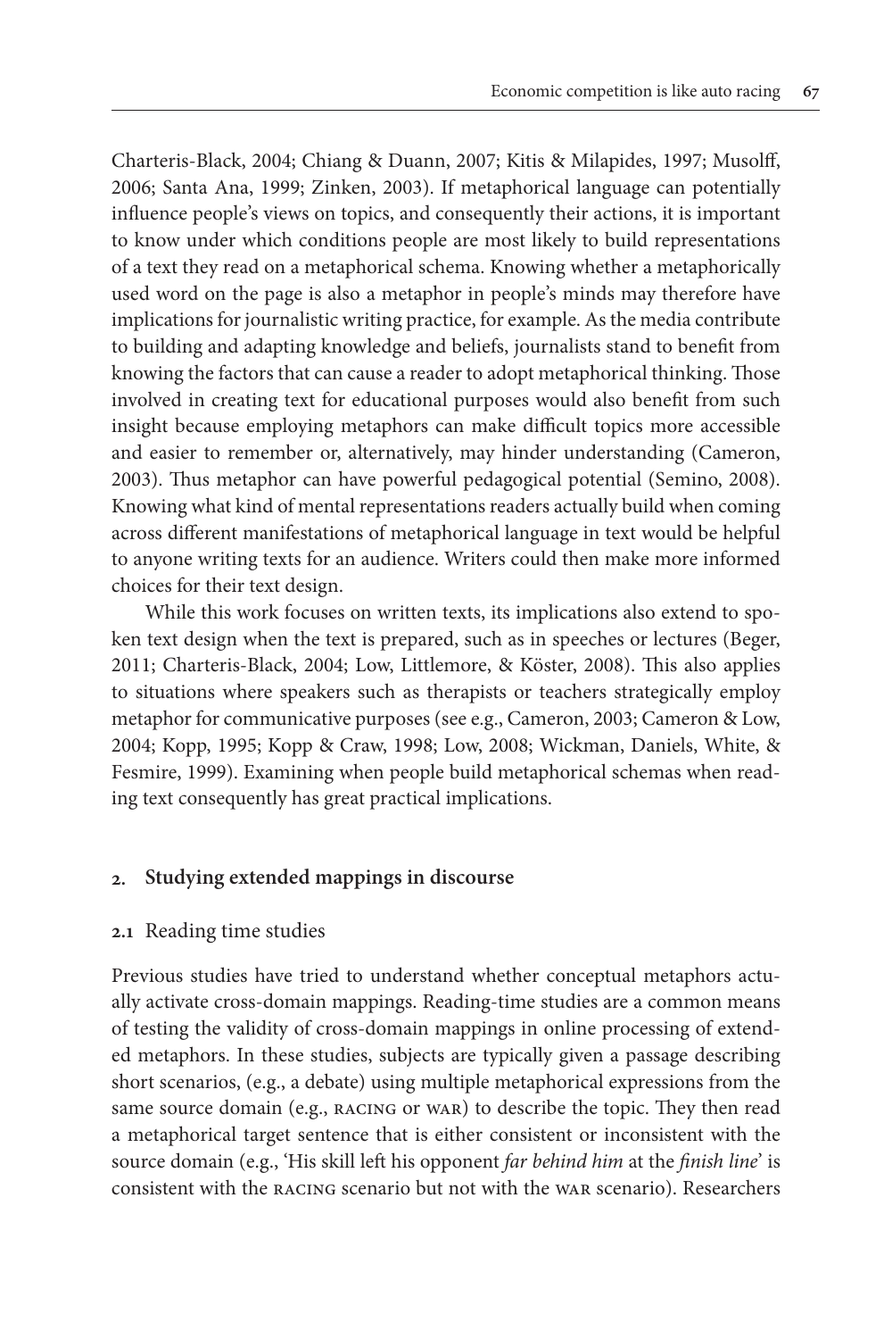Charteris-Black, 2004; Chiang & Duann, 2007; Kitis & Milapides, 1997; Musolff, 2006; Santa Ana, 1999; Zinken, 2003). If metaphorical language can potentially influence people's views on topics, and consequently their actions, it is important to know under which conditions people are most likely to build representations of a text they read on a metaphorical schema. Knowing whether a metaphorically used word on the page is also a metaphor in people's minds may therefore have implications for journalistic writing practice, for example. As the media contribute to building and adapting knowledge and beliefs, journalists stand to benefit from knowing the factors that can cause a reader to adopt metaphorical thinking. Those involved in creating text for educational purposes would also benefit from such insight because employing metaphors can make difficult topics more accessible and easier to remember or, alternatively, may hinder understanding (Cameron, 2003). Thus metaphor can have powerful pedagogical potential (Semino, 2008). Knowing what kind of mental representations readers actually build when coming across different manifestations of metaphorical language in text would be helpful to anyone writing texts for an audience. Writers could then make more informed choices for their text design.

While this work focuses on written texts, its implications also extend to spoken text design when the text is prepared, such as in speeches or lectures (Beger, 2011; Charteris-Black, 2004; Low, Littlemore, & Köster, 2008). This also applies to situations where speakers such as therapists or teachers strategically employ metaphor for communicative purposes (see e.g., Cameron, 2003; Cameron & Low, 2004; Kopp, 1995; Kopp & Craw, 1998; Low, 2008; Wickman, Daniels, White, & Fesmire, 1999). Examining when people build metaphorical schemas when reading text consequently has great practical implications.

## 2. Studying extended mappings in discourse

### 2.1 Reading time studies

Previous studies have tried to understand whether conceptual metaphors actually activate cross-domain mappings. Reading-time studies are a common means of testing the validity of cross-domain mappings in online processing of extended metaphors. In these studies, subjects are typically given a passage describing short scenarios, (e.g., a debate) using multiple metaphorical expressions from the same source domain (e.g., RACING or WAR) to describe the topic. They then read a metaphorical target sentence that is either consistent or inconsistent with the source domain (e.g., 'His skill left his opponent *far behind him* at the *finish line*' is consistent with the RACING scenario but not with the WAR scenario). Researchers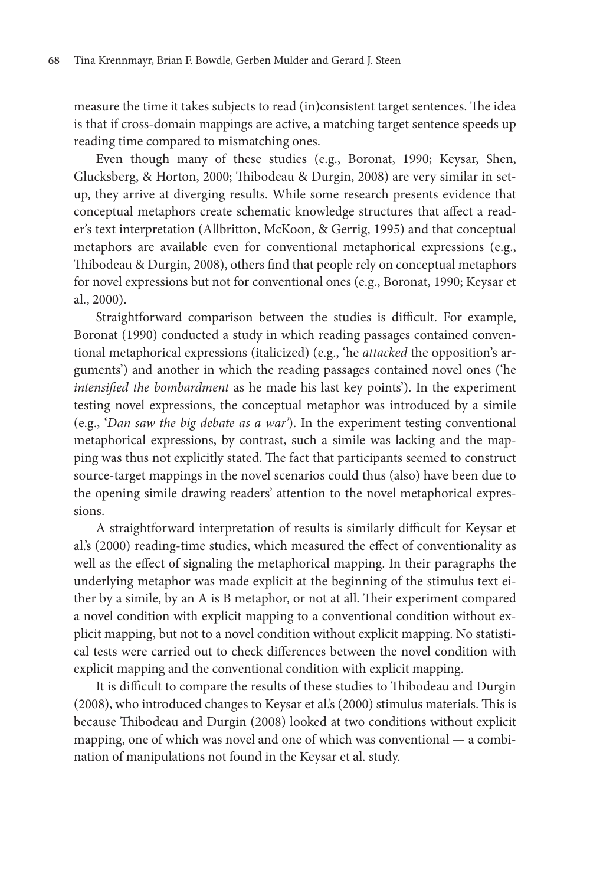measure the time it takes subjects to read (in)consistent target sentences. The idea is that if cross-domain mappings are active, a matching target sentence speeds up reading time compared to mismatching ones.

Even though many of these studies (e.g., Boronat, 1990; Keysar, Shen, Glucksberg, & Horton, 2000; Thibodeau & Durgin, 2008) are very similar in set-up, they arrive at diverging results. While some research presents evidence that conceptual metaphors create schematic knowledge structures that affect a reader's text interpretation (Allbritton, McKoon, & Gerrig, 1995) and that conceptual metaphors are available even for conventional metaphorical expressions (e.g., Thibodeau & Durgin, 2008), others find that people rely on conceptual metaphors for novel expressions but not for conventional ones (e.g., Boronat, 1990; Keysar et al., 2000).

Straightforward comparison between the studies is difficult. For example, Boronat (1990) conducted a study in which reading passages contained conventional metaphorical expressions (italicized) (e.g., 'he *attacked* the opposition's arguments') and another in which the reading passages contained novel ones ('he *intensified the bombardment* as he made his last key points'). In the experiment testing novel expressions, the conceptual metaphor was introduced by a simile (e.g., '*Dan saw the big debate as a war'*). In the experiment testing conventional metaphorical expressions, by contrast, such a simile was lacking and the mapping was thus not explicitly stated. The fact that participants seemed to construct source-target mappings in the novel scenarios could thus (also) have been due to the opening simile drawing readers' attention to the novel metaphorical expressions.

A straightforward interpretation of results is similarly difficult for Keysar et al.'s (2000) reading-time studies, which measured the effect of conventionality as well as the effect of signaling the metaphorical mapping. In their paragraphs the underlying metaphor was made explicit at the beginning of the stimulus text either by a simile, by an A is B metaphor, or not at all. Their experiment compared a novel condition with explicit mapping to a conventional condition without explicit mapping, but not to a novel condition without explicit mapping. No statistical tests were carried out to check differences between the novel condition with explicit mapping and the conventional condition with explicit mapping.

It is difficult to compare the results of these studies to Thibodeau and Durgin (2008), who introduced changes to Keysar et al.'s (2000) stimulus materials. This is because Thibodeau and Durgin (2008) looked at two conditions without explicit mapping, one of which was novel and one of which was conventional — a combination of manipulations not found in the Keysar et al. study.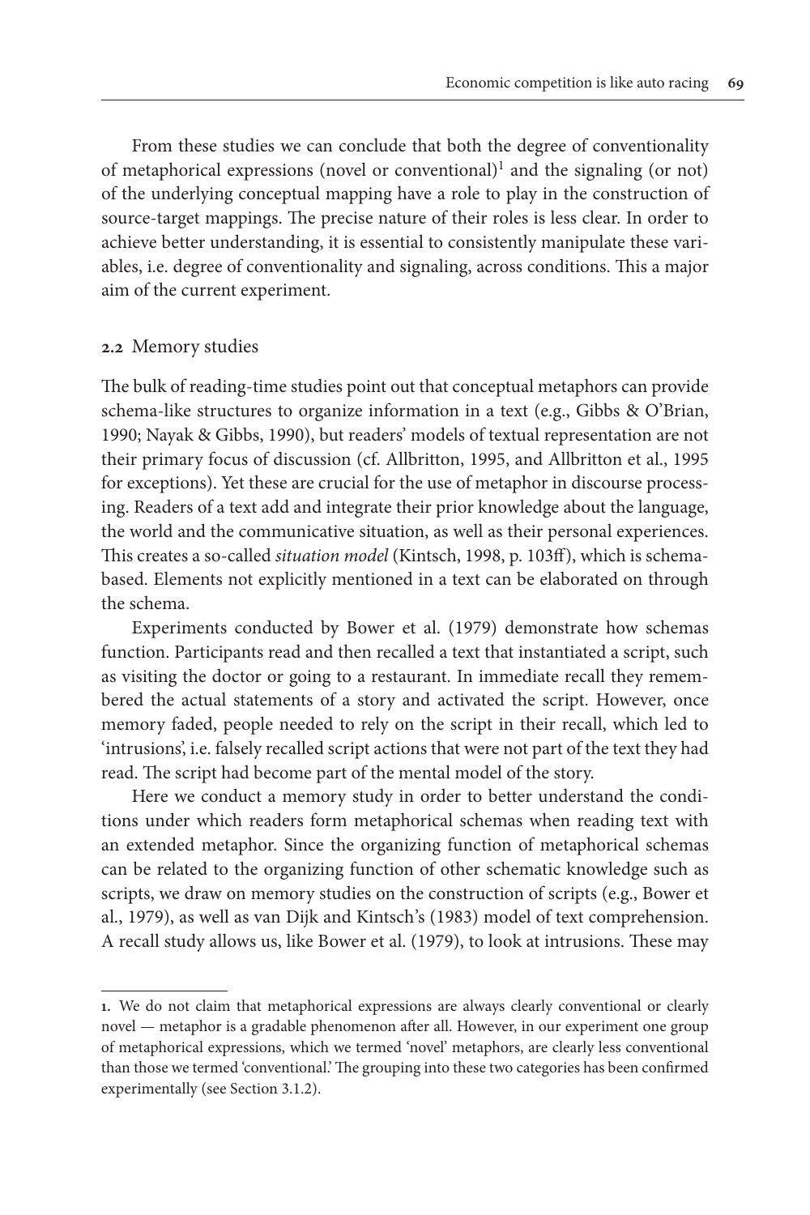From these studies we can conclude that both the degree of conventionality of metaphorical expressions (novel or conventional)[1] and the signaling (or not) of the underlying conceptual mapping have a role to play in the construction of source-target mappings. The precise nature of their roles is less clear. In order to achieve better understanding, it is essential to consistently manipulate these variables, i.e. degree of conventionality and signaling, across conditions. This a major aim of the current experiment.

## 2.2 Memory studies

The bulk of reading-time studies point out that conceptual metaphors can provide schema-like structures to organize information in a text (e.g., Gibbs & O'Brian, 1990; Nayak & Gibbs, 1990), but readers' models of textual representation are not their primary focus of discussion (cf. Allbritton, 1995, and Allbritton et al., 1995 for exceptions). Yet these are crucial for the use of metaphor in discourse processing. Readers of a text add and integrate their prior knowledge about the language, the world and the communicative situation, as well as their personal experiences. This creates a so-called *situation model* (Kintsch, 1998, p. 103ff), which is schema-based. Elements not explicitly mentioned in a text can be elaborated on through the schema.

Experiments conducted by Bower et al. (1979) demonstrate how schemas function. Participants read and then recalled a text that instantiated a script, such as visiting the doctor or going to a restaurant. In immediate recall they remembered the actual statements of a story and activated the script. However, once memory faded, people needed to rely on the script in their recall, which led to 'intrusions', i.e. falsely recalled script actions that were not part of the text they had read. The script had become part of the mental model of the story.

Here we conduct a memory study in order to better understand the conditions under which readers form metaphorical schemas when reading text with an extended metaphor. Since the organizing function of metaphorical schemas can be related to the organizing function of other schematic knowledge such as scripts, we draw on memory studies on the construction of scripts (e.g., Bower et al., 1979), as well as van Dijk and Kintsch's (1983) model of text comprehension. A recall study allows us, like Bower et al. (1979), to look at intrusions. These may

---

**1.** We do not claim that metaphorical expressions are always clearly conventional or clearly novel — metaphor is a gradable phenomenon after all. However, in our experiment one group of metaphorical expressions, which we termed 'novel' metaphors, are clearly less conventional than those we termed 'conventional.' The grouping into these two categories has been confirmed experimentally (see Section 3.1.2).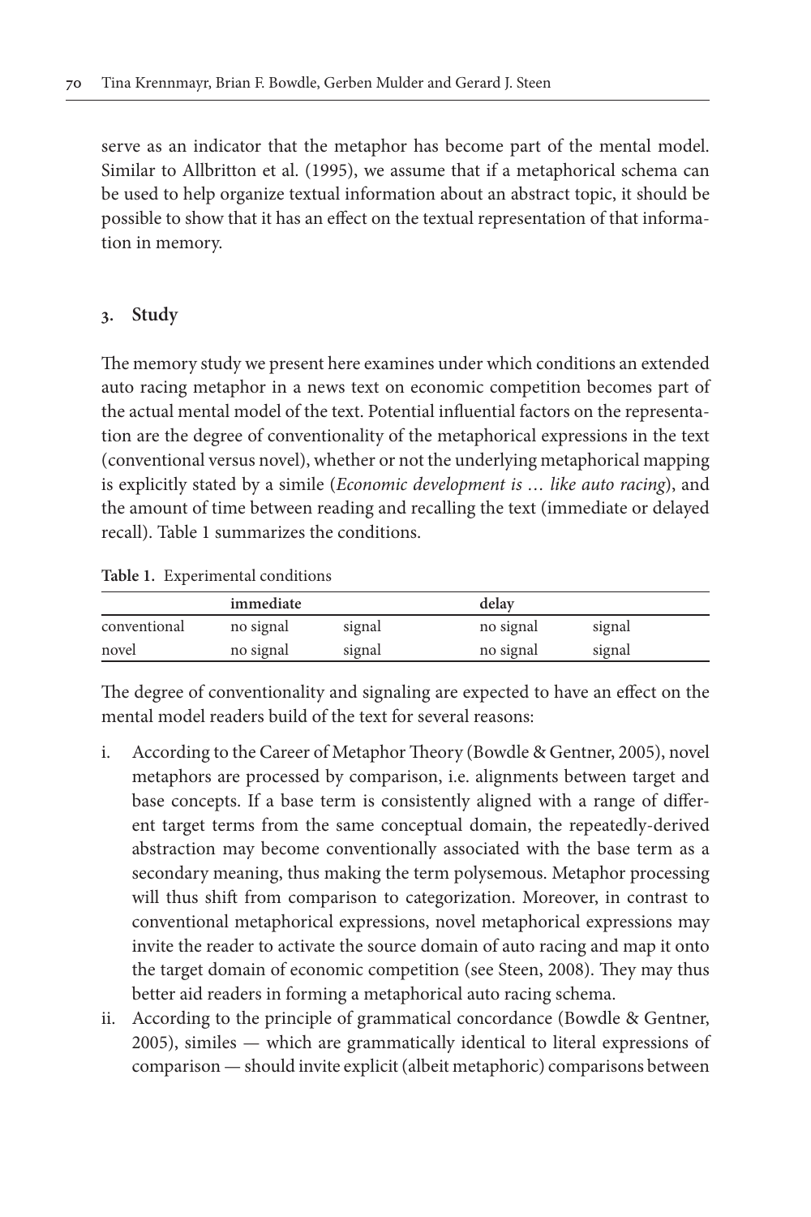serve as an indicator that the metaphor has become part of the mental model. Similar to Allbritton et al. (1995), we assume that if a metaphorical schema can be used to help organize textual information about an abstract topic, it should be possible to show that it has an effect on the textual representation of that information in memory.

## 3. Study

The memory study we present here examines under which conditions an extended auto racing metaphor in a news text on economic competition becomes part of the actual mental model of the text. Potential influential factors on the representation are the degree of conventionality of the metaphorical expressions in the text (conventional versus novel), whether or not the underlying metaphorical mapping is explicitly stated by a simile (*Economic development is … like auto racing*), and the amount of time between reading and recalling the text (immediate or delayed recall). Table 1 summarizes the conditions.

**Table 1.** Experimental conditions

| | immediate | | delay | |
|---|---|---|---|---|
| conventional | no signal | signal | no signal | signal |
| novel | no signal | signal | no signal | signal |

The degree of conventionality and signaling are expected to have an effect on the mental model readers build of the text for several reasons:

i. According to the Career of Metaphor Theory (Bowdle & Gentner, 2005), novel metaphors are processed by comparison, i.e. alignments between target and base concepts. If a base term is consistently aligned with a range of different target terms from the same conceptual domain, the repeatedly-derived abstraction may become conventionally associated with the base term as a secondary meaning, thus making the term polysemous. Metaphor processing will thus shift from comparison to categorization. Moreover, in contrast to conventional metaphorical expressions, novel metaphorical expressions may invite the reader to activate the source domain of auto racing and map it onto the target domain of economic competition (see Steen, 2008). They may thus better aid readers in forming a metaphorical auto racing schema.

ii. According to the principle of grammatical concordance (Bowdle & Gentner, 2005), similes — which are grammatically identical to literal expressions of comparison — should invite explicit (albeit metaphoric) comparisons between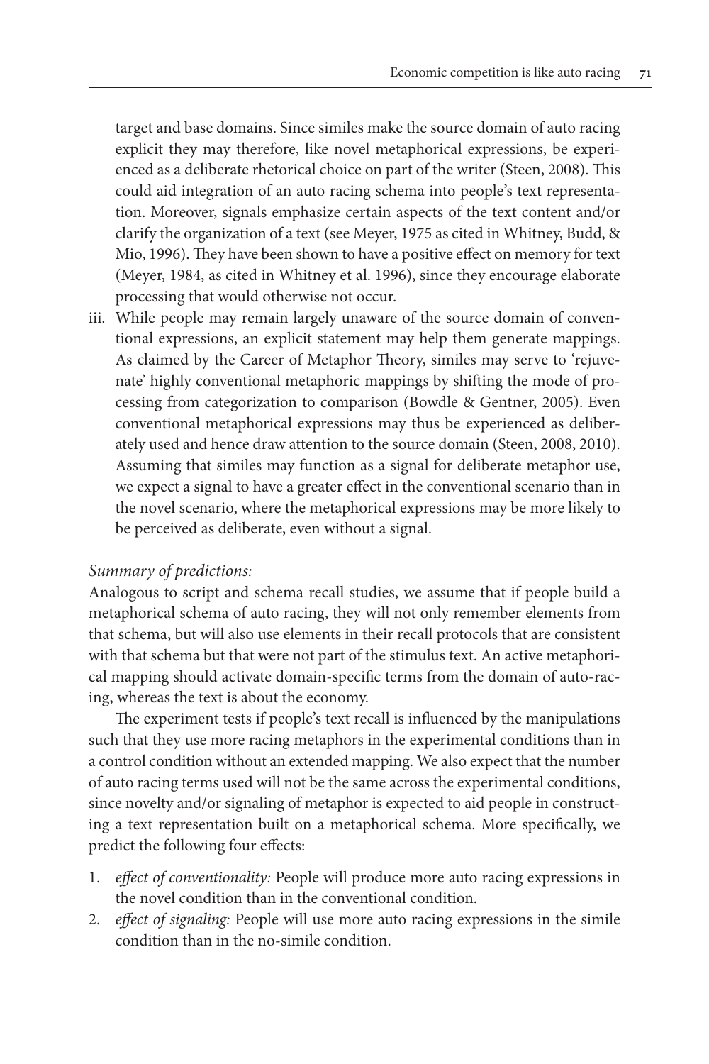target and base domains. Since similes make the source domain of auto racing explicit they may therefore, like novel metaphorical expressions, be experienced as a deliberate rhetorical choice on part of the writer (Steen, 2008). This could aid integration of an auto racing schema into people's text representation. Moreover, signals emphasize certain aspects of the text content and/or clarify the organization of a text (see Meyer, 1975 as cited in Whitney, Budd, & Mio, 1996). They have been shown to have a positive effect on memory for text (Meyer, 1984, as cited in Whitney et al. 1996), since they encourage elaborate processing that would otherwise not occur.

iii. While people may remain largely unaware of the source domain of conventional expressions, an explicit statement may help them generate mappings. As claimed by the Career of Metaphor Theory, similes may serve to 'rejuvenate' highly conventional metaphoric mappings by shifting the mode of processing from categorization to comparison (Bowdle & Gentner, 2005). Even conventional metaphorical expressions may thus be experienced as deliberately used and hence draw attention to the source domain (Steen, 2008, 2010). Assuming that similes may function as a signal for deliberate metaphor use, we expect a signal to have a greater effect in the conventional scenario than in the novel scenario, where the metaphorical expressions may be more likely to be perceived as deliberate, even without a signal.

*Summary of predictions:*

Analogous to script and schema recall studies, we assume that if people build a metaphorical schema of auto racing, they will not only remember elements from that schema, but will also use elements in their recall protocols that are consistent with that schema but that were not part of the stimulus text. An active metaphorical mapping should activate domain-specific terms from the domain of auto-racing, whereas the text is about the economy.

The experiment tests if people's text recall is influenced by the manipulations such that they use more racing metaphors in the experimental conditions than in a control condition without an extended mapping. We also expect that the number of auto racing terms used will not be the same across the experimental conditions, since novelty and/or signaling of metaphor is expected to aid people in constructing a text representation built on a metaphorical schema. More specifically, we predict the following four effects:

1. *effect of conventionality:* People will produce more auto racing expressions in the novel condition than in the conventional condition.
2. *effect of signaling:* People will use more auto racing expressions in the simile condition than in the no-simile condition.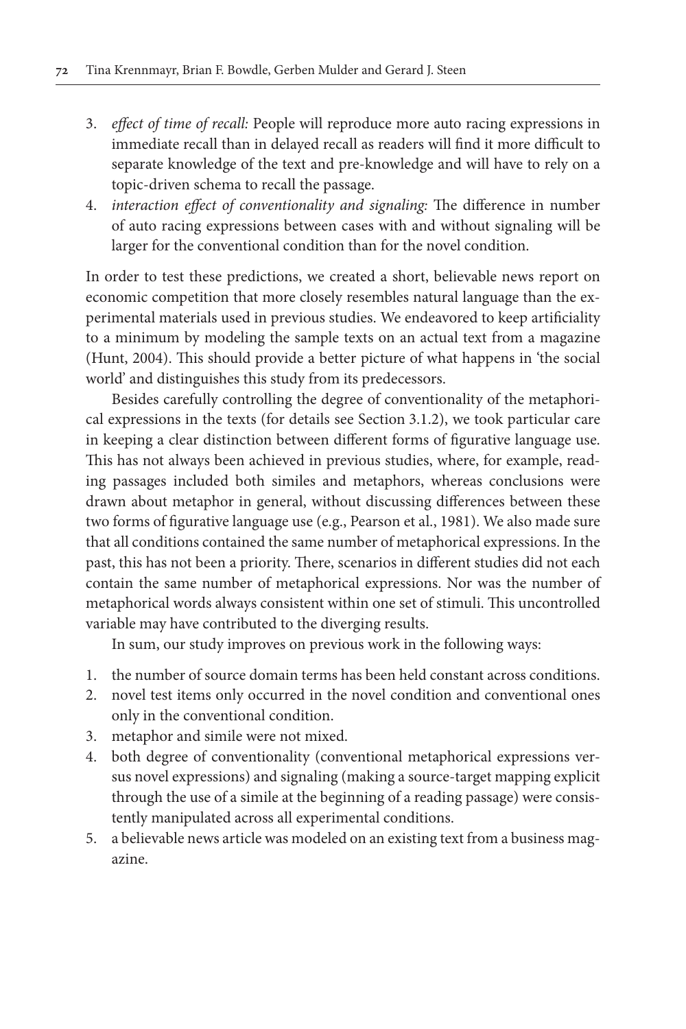3. *effect of time of recall:* People will reproduce more auto racing expressions in immediate recall than in delayed recall as readers will find it more difficult to separate knowledge of the text and pre-knowledge and will have to rely on a topic-driven schema to recall the passage.
4. *interaction effect of conventionality and signaling:* The difference in number of auto racing expressions between cases with and without signaling will be larger for the conventional condition than for the novel condition.

In order to test these predictions, we created a short, believable news report on economic competition that more closely resembles natural language than the experimental materials used in previous studies. We endeavored to keep artificiality to a minimum by modeling the sample texts on an actual text from a magazine (Hunt, 2004). This should provide a better picture of what happens in 'the social world' and distinguishes this study from its predecessors.

Besides carefully controlling the degree of conventionality of the metaphorical expressions in the texts (for details see Section 3.1.2), we took particular care in keeping a clear distinction between different forms of figurative language use. This has not always been achieved in previous studies, where, for example, reading passages included both similes and metaphors, whereas conclusions were drawn about metaphor in general, without discussing differences between these two forms of figurative language use (e.g., Pearson et al., 1981). We also made sure that all conditions contained the same number of metaphorical expressions. In the past, this has not been a priority. There, scenarios in different studies did not each contain the same number of metaphorical expressions. Nor was the number of metaphorical words always consistent within one set of stimuli. This uncontrolled variable may have contributed to the diverging results.

In sum, our study improves on previous work in the following ways:

1. the number of source domain terms has been held constant across conditions.
2. novel test items only occurred in the novel condition and conventional ones only in the conventional condition.
3. metaphor and simile were not mixed.
4. both degree of conventionality (conventional metaphorical expressions versus novel expressions) and signaling (making a source-target mapping explicit through the use of a simile at the beginning of a reading passage) were consistently manipulated across all experimental conditions.
5. a believable news article was modeled on an existing text from a business magazine.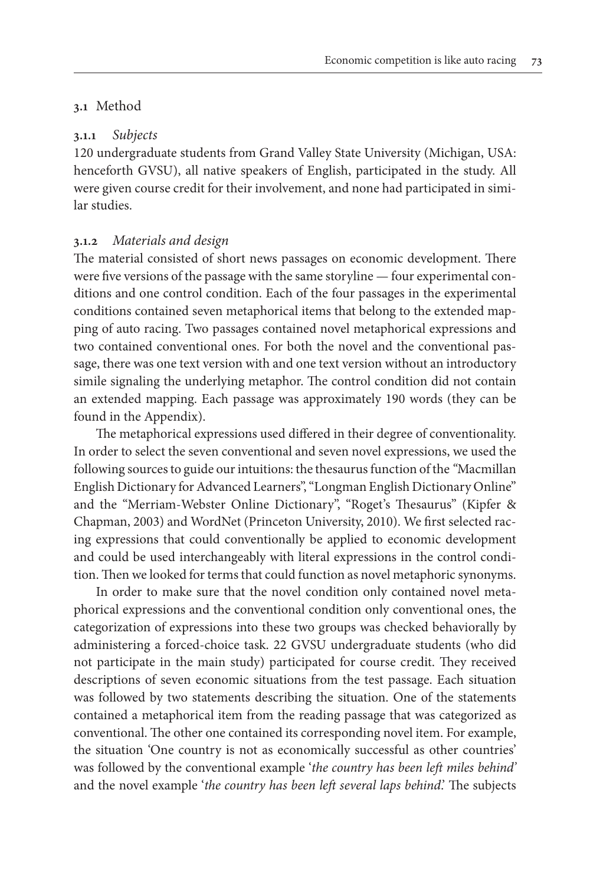## 3.1 Method

### 3.1.1 *Subjects*

120 undergraduate students from Grand Valley State University (Michigan, USA: henceforth GVSU), all native speakers of English, participated in the study. All were given course credit for their involvement, and none had participated in similar studies.

### 3.1.2 *Materials and design*

The material consisted of short news passages on economic development. There were five versions of the passage with the same storyline — four experimental conditions and one control condition. Each of the four passages in the experimental conditions contained seven metaphorical items that belong to the extended mapping of auto racing. Two passages contained novel metaphorical expressions and two contained conventional ones. For both the novel and the conventional passage, there was one text version with and one text version without an introductory simile signaling the underlying metaphor. The control condition did not contain an extended mapping. Each passage was approximately 190 words (they can be found in the Appendix).

The metaphorical expressions used differed in their degree of conventionality. In order to select the seven conventional and seven novel expressions, we used the following sources to guide our intuitions: the thesaurus function of the "Macmillan English Dictionary for Advanced Learners", "Longman English Dictionary Online" and the "Merriam-Webster Online Dictionary", "Roget's Thesaurus" (Kipfer & Chapman, 2003) and WordNet (Princeton University, 2010). We first selected racing expressions that could conventionally be applied to economic development and could be used interchangeably with literal expressions in the control condition. Then we looked for terms that could function as novel metaphoric synonyms.

In order to make sure that the novel condition only contained novel metaphorical expressions and the conventional condition only conventional ones, the categorization of expressions into these two groups was checked behaviorally by administering a forced-choice task. 22 GVSU undergraduate students (who did not participate in the main study) participated for course credit. They received descriptions of seven economic situations from the test passage. Each situation was followed by two statements describing the situation. One of the statements contained a metaphorical item from the reading passage that was categorized as conventional. The other one contained its corresponding novel item. For example, the situation 'One country is not as economically successful as other countries' was followed by the conventional example '*the country has been left miles behind*' and the novel example '*the country has been left several laps behind*.' The subjects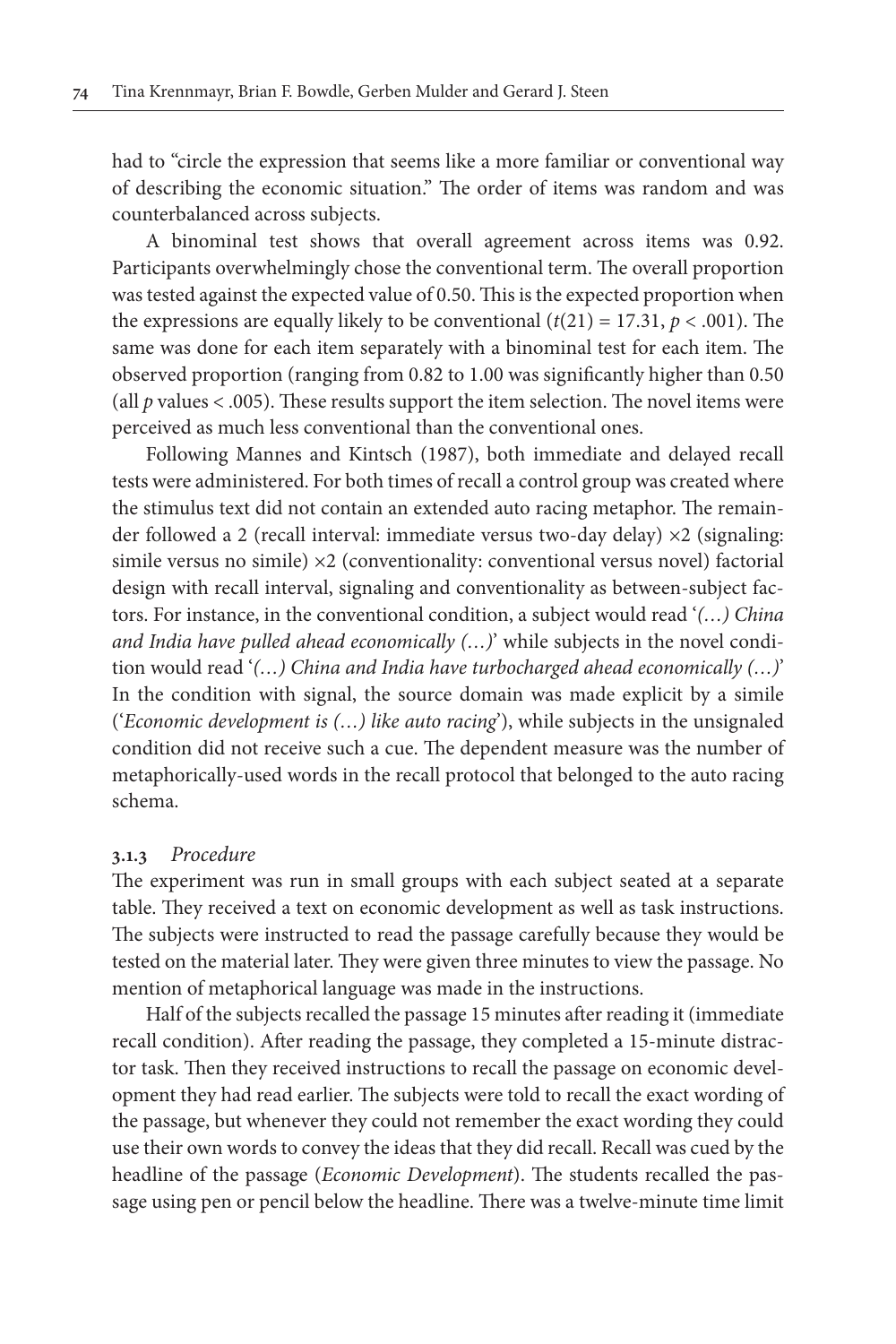had to "circle the expression that seems like a more familiar or conventional way of describing the economic situation." The order of items was random and was counterbalanced across subjects.

A binominal test shows that overall agreement across items was 0.92. Participants overwhelmingly chose the conventional term. The overall proportion was tested against the expected value of 0.50. This is the expected proportion when the expressions are equally likely to be conventional ($t(21) = 17.31$, $p < .001$). The same was done for each item separately with a binominal test for each item. The observed proportion (ranging from 0.82 to 1.00 was significantly higher than 0.50 (all $p$ values < .005). These results support the item selection. The novel items were perceived as much less conventional than the conventional ones.

Following Mannes and Kintsch (1987), both immediate and delayed recall tests were administered. For both times of recall a control group was created where the stimulus text did not contain an extended auto racing metaphor. The remainder followed a 2 (recall interval: immediate versus two-day delay) ×2 (signaling: simile versus no simile) ×2 (conventionality: conventional versus novel) factorial design with recall interval, signaling and conventionality as between-subject factors. For instance, in the conventional condition, a subject would read '*(…) China and India have pulled ahead economically (…)*' while subjects in the novel condition would read '*(…) China and India have turbocharged ahead economically (…)*' In the condition with signal, the source domain was made explicit by a simile ('*Economic development is (…) like auto racing*'), while subjects in the unsignaled condition did not receive such a cue. The dependent measure was the number of metaphorically-used words in the recall protocol that belonged to the auto racing schema.

### 3.1.3 *Procedure*

The experiment was run in small groups with each subject seated at a separate table. They received a text on economic development as well as task instructions. The subjects were instructed to read the passage carefully because they would be tested on the material later. They were given three minutes to view the passage. No mention of metaphorical language was made in the instructions.

Half of the subjects recalled the passage 15 minutes after reading it (immediate recall condition). After reading the passage, they completed a 15-minute distractor task. Then they received instructions to recall the passage on economic development they had read earlier. The subjects were told to recall the exact wording of the passage, but whenever they could not remember the exact wording they could use their own words to convey the ideas that they did recall. Recall was cued by the headline of the passage (*Economic Development*). The students recalled the passage using pen or pencil below the headline. There was a twelve-minute time limit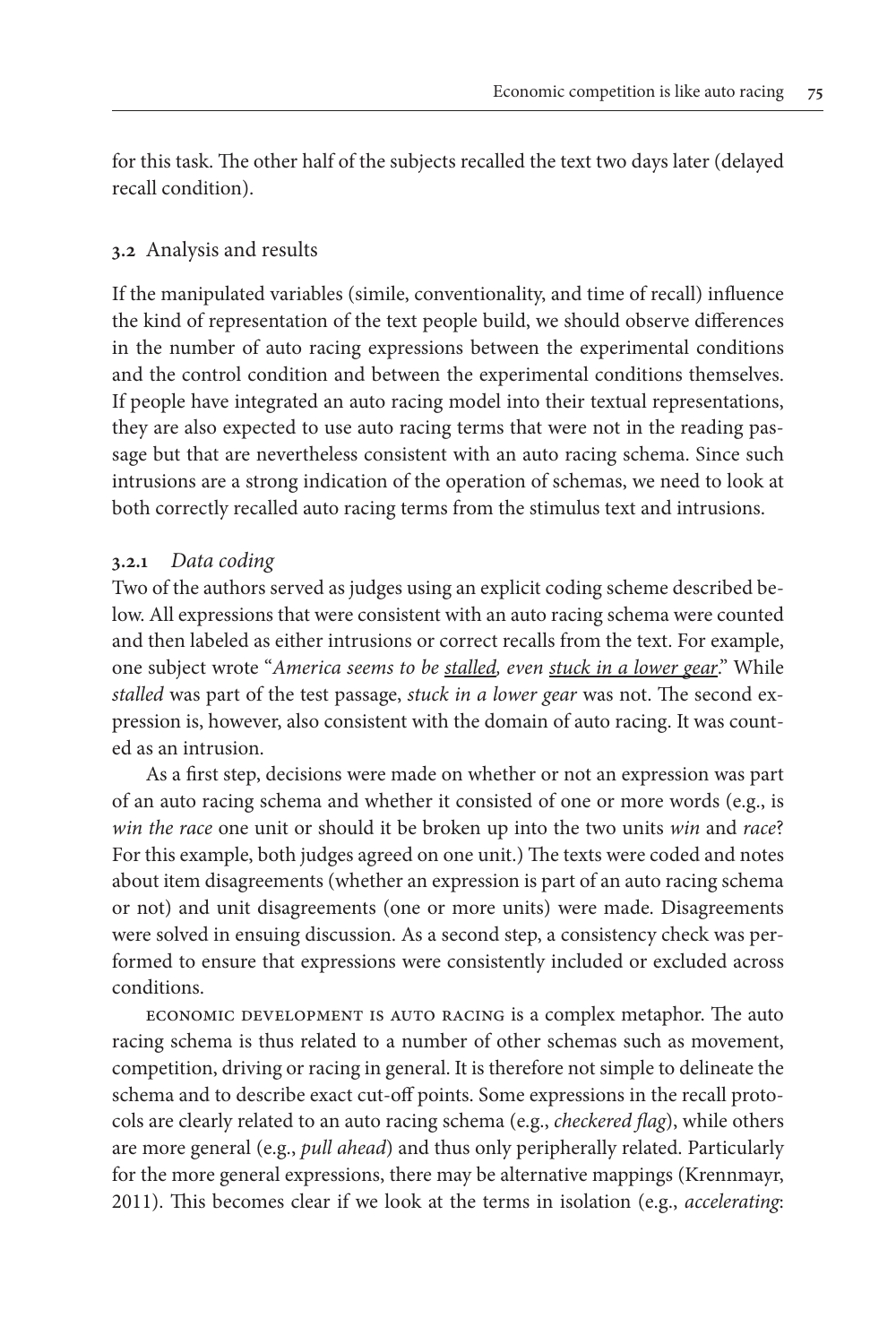for this task. The other half of the subjects recalled the text two days later (delayed recall condition).

### 3.2 Analysis and results

If the manipulated variables (simile, conventionality, and time of recall) influence the kind of representation of the text people build, we should observe differences in the number of auto racing expressions between the experimental conditions and the control condition and between the experimental conditions themselves. If people have integrated an auto racing model into their textual representations, they are also expected to use auto racing terms that were not in the reading passage but that are nevertheless consistent with an auto racing schema. Since such intrusions are a strong indication of the operation of schemas, we need to look at both correctly recalled auto racing terms from the stimulus text and intrusions.

#### 3.2.1 *Data coding*

Two of the authors served as judges using an explicit coding scheme described below. All expressions that were consistent with an auto racing schema were counted and then labeled as either intrusions or correct recalls from the text. For example, one subject wrote "*America seems to be <u>stalled</u>, even <u>stuck in a lower gear</u>.*" While *stalled* was part of the test passage, *stuck in a lower gear* was not. The second expression is, however, also consistent with the domain of auto racing. It was counted as an intrusion.

As a first step, decisions were made on whether or not an expression was part of an auto racing schema and whether it consisted of one or more words (e.g., is *win the race* one unit or should it be broken up into the two units *win* and *race*? For this example, both judges agreed on one unit.) The texts were coded and notes about item disagreements (whether an expression is part of an auto racing schema or not) and unit disagreements (one or more units) were made. Disagreements were solved in ensuing discussion. As a second step, a consistency check was performed to ensure that expressions were consistently included or excluded across conditions.

ECONOMIC DEVELOPMENT IS AUTO RACING is a complex metaphor. The auto racing schema is thus related to a number of other schemas such as movement, competition, driving or racing in general. It is therefore not simple to delineate the schema and to describe exact cut-off points. Some expressions in the recall protocols are clearly related to an auto racing schema (e.g., *checkered flag*), while others are more general (e.g., *pull ahead*) and thus only peripherally related. Particularly for the more general expressions, there may be alternative mappings (Krennmayr, 2011). This becomes clear if we look at the terms in isolation (e.g., *accelerating*: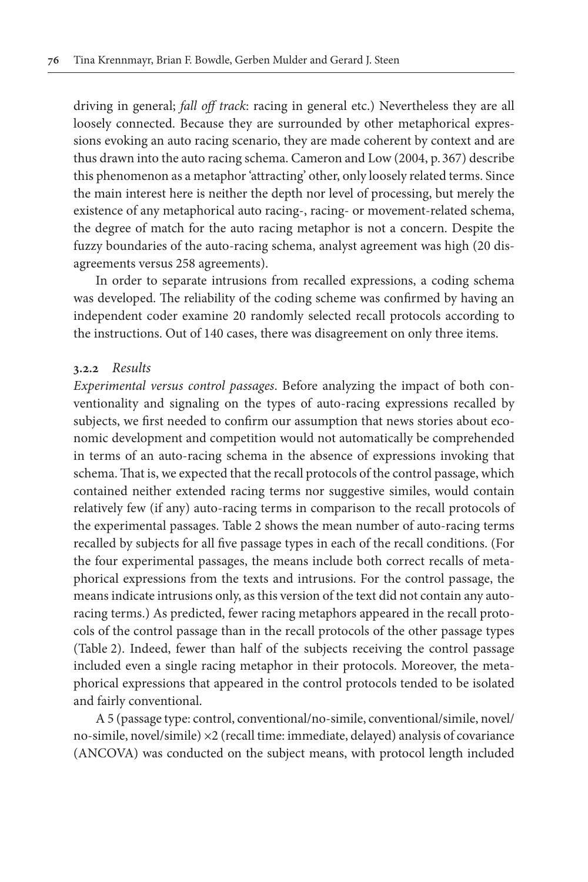driving in general; *fall off track*: racing in general etc.) Nevertheless they are all loosely connected. Because they are surrounded by other metaphorical expressions evoking an auto racing scenario, they are made coherent by context and are thus drawn into the auto racing schema. Cameron and Low (2004, p. 367) describe this phenomenon as a metaphor 'attracting' other, only loosely related terms. Since the main interest here is neither the depth nor level of processing, but merely the existence of any metaphorical auto racing-, racing- or movement-related schema, the degree of match for the auto racing metaphor is not a concern. Despite the fuzzy boundaries of the auto-racing schema, analyst agreement was high (20 disagreements versus 258 agreements).

In order to separate intrusions from recalled expressions, a coding schema was developed. The reliability of the coding scheme was confirmed by having an independent coder examine 20 randomly selected recall protocols according to the instructions. Out of 140 cases, there was disagreement on only three items.

#### 3.2.2 *Results*

*Experimental versus control passages*. Before analyzing the impact of both conventionality and signaling on the types of auto-racing expressions recalled by subjects, we first needed to confirm our assumption that news stories about economic development and competition would not automatically be comprehended in terms of an auto-racing schema in the absence of expressions invoking that schema. That is, we expected that the recall protocols of the control passage, which contained neither extended racing terms nor suggestive similes, would contain relatively few (if any) auto-racing terms in comparison to the recall protocols of the experimental passages. Table 2 shows the mean number of auto-racing terms recalled by subjects for all five passage types in each of the recall conditions. (For the four experimental passages, the means include both correct recalls of metaphorical expressions from the texts and intrusions. For the control passage, the means indicate intrusions only, as this version of the text did not contain any auto-racing terms.) As predicted, fewer racing metaphors appeared in the recall protocols of the control passage than in the recall protocols of the other passage types (Table 2). Indeed, fewer than half of the subjects receiving the control passage included even a single racing metaphor in their protocols. Moreover, the metaphorical expressions that appeared in the control protocols tended to be isolated and fairly conventional.

A 5 (passage type: control, conventional/no-simile, conventional/simile, novel/no-simile, novel/simile) ×2 (recall time: immediate, delayed) analysis of covariance (ANCOVA) was conducted on the subject means, with protocol length included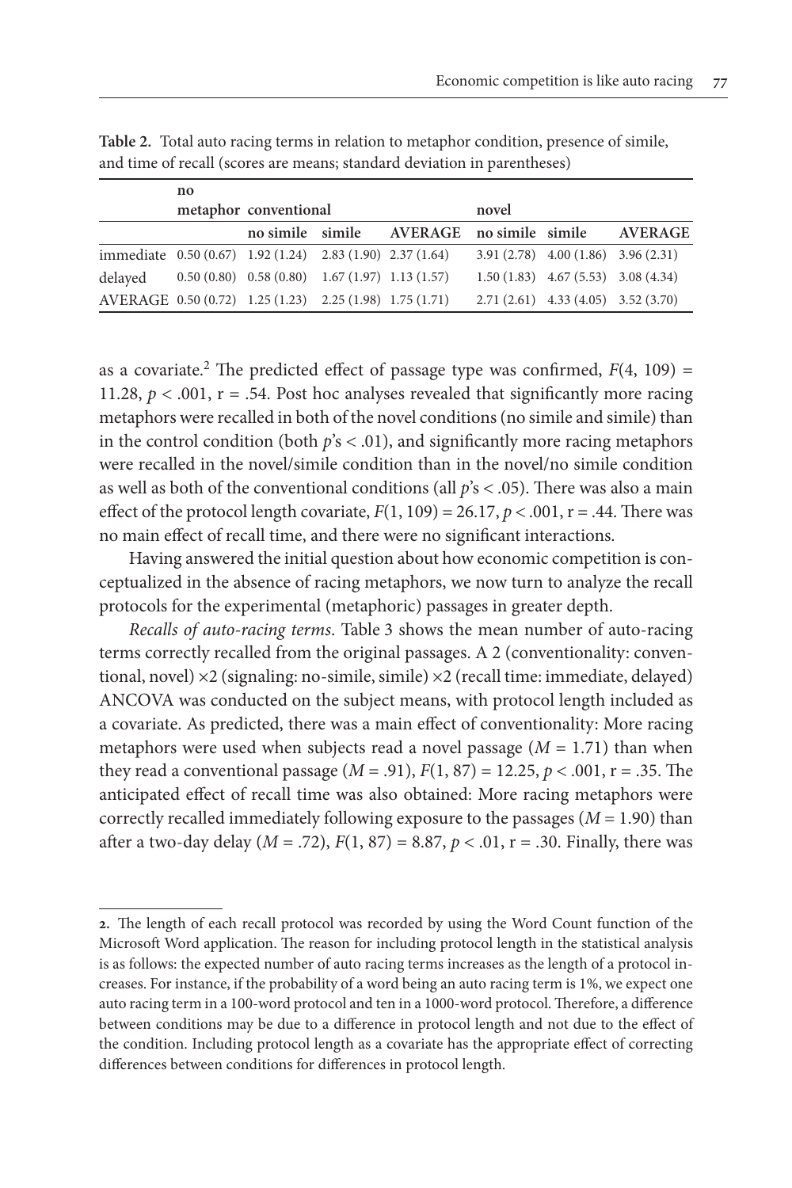**Table 2.** Total auto racing terms in relation to metaphor condition, presence of simile, and time of recall (scores are means; standard deviation in parentheses)

| | no metaphor | conventional | | | novel | | |
|---|---|---|---|---|---|---|---|
| | | no simile | simile | AVERAGE | no simile | simile | AVERAGE |
| immediate | 0.50 (0.67) | 1.92 (1.24) | 2.83 (1.90) | 2.37 (1.64) | 3.91 (2.78) | 4.00 (1.86) | 3.96 (2.31) |
| delayed | 0.50 (0.80) | 0.58 (0.80) | 1.67 (1.97) | 1.13 (1.57) | 1.50 (1.83) | 4.67 (5.53) | 3.08 (4.34) |
| AVERAGE | 0.50 (0.72) | 1.25 (1.23) | 2.25 (1.98) | 1.75 (1.71) | 2.71 (2.61) | 4.33 (4.05) | 3.52 (3.70) |

as a covariate.[2] The predicted effect of passage type was confirmed, $F(4, 109) = 11.28$, $p < .001$, r = .54. Post hoc analyses revealed that significantly more racing metaphors were recalled in both of the novel conditions (no simile and simile) than in the control condition (both $p$'s < .01), and significantly more racing metaphors were recalled in the novel/simile condition than in the novel/no simile condition as well as both of the conventional conditions (all $p$'s < .05). There was also a main effect of the protocol length covariate, $F(1, 109) = 26.17$, $p < .001$, r = .44. There was no main effect of recall time, and there were no significant interactions.

Having answered the initial question about how economic competition is conceptualized in the absence of racing metaphors, we now turn to analyze the recall protocols for the experimental (metaphoric) passages in greater depth.

*Recalls of auto-racing terms*. Table 3 shows the mean number of auto-racing terms correctly recalled from the original passages. A 2 (conventionality: conventional, novel) ×2 (signaling: no-simile, simile) ×2 (recall time: immediate, delayed) ANCOVA was conducted on the subject means, with protocol length included as a covariate. As predicted, there was a main effect of conventionality: More racing metaphors were used when subjects read a novel passage ($M = 1.71$) than when they read a conventional passage ($M = .91$), $F(1, 87) = 12.25$, $p < .001$, r = .35. The anticipated effect of recall time was also obtained: More racing metaphors were correctly recalled immediately following exposure to the passages ($M = 1.90$) than after a two-day delay ($M = .72$), $F(1, 87) = 8.87$, $p < .01$, r = .30. Finally, there was

---

**2.** The length of each recall protocol was recorded by using the Word Count function of the Microsoft Word application. The reason for including protocol length in the statistical analysis is as follows: the expected number of auto racing terms increases as the length of a protocol increases. For instance, if the probability of a word being an auto racing term is 1%, we expect one auto racing term in a 100-word protocol and ten in a 1000-word protocol. Therefore, a difference between conditions may be due to a difference in protocol length and not due to the effect of the condition. Including protocol length as a covariate has the appropriate effect of correcting differences between conditions for differences in protocol length.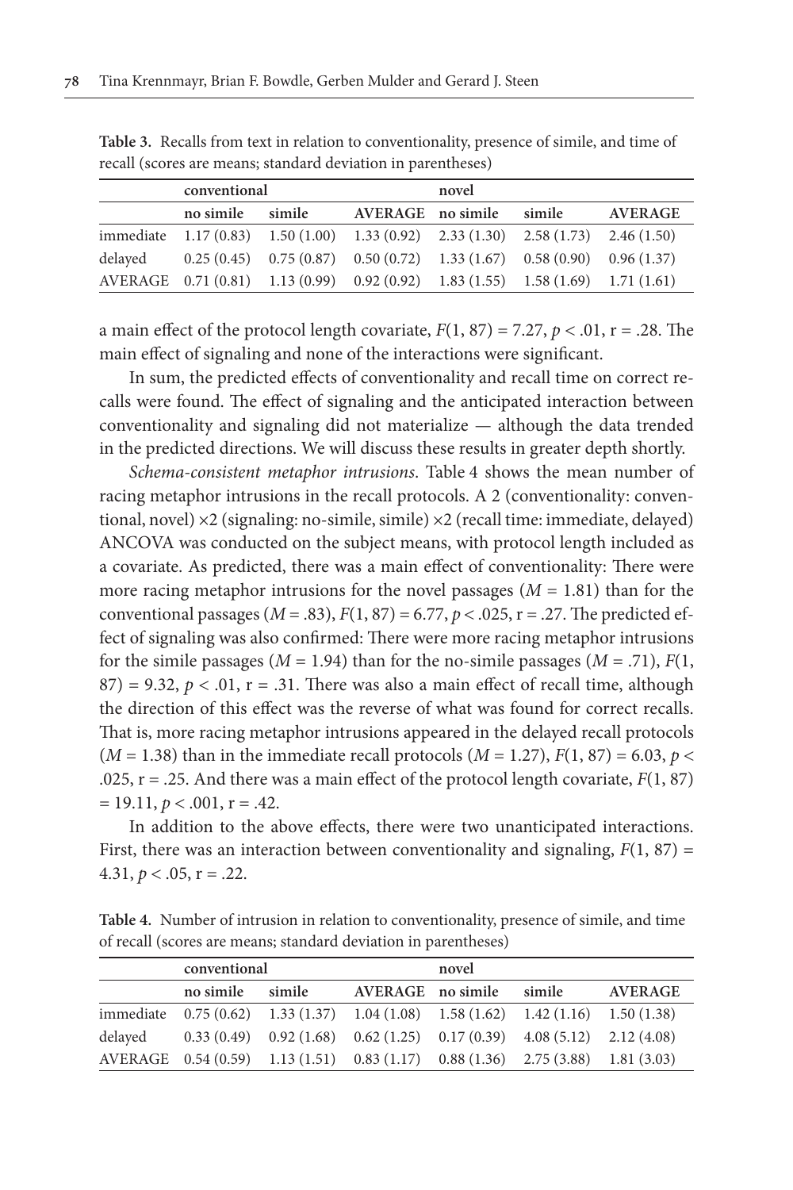**Table 3.** Recalls from text in relation to conventionality, presence of simile, and time of recall (scores are means; standard deviation in parentheses)

| | conventional | | | novel | | |
|---|---|---|---|---|---|---|
| | no simile | simile | AVERAGE | no simile | simile | AVERAGE |
| immediate | 1.17 (0.83) | 1.50 (1.00) | 1.33 (0.92) | 2.33 (1.30) | 2.58 (1.73) | 2.46 (1.50) |
| delayed | 0.25 (0.45) | 0.75 (0.87) | 0.50 (0.72) | 1.33 (1.67) | 0.58 (0.90) | 0.96 (1.37) |
| AVERAGE | 0.71 (0.81) | 1.13 (0.99) | 0.92 (0.92) | 1.83 (1.55) | 1.58 (1.69) | 1.71 (1.61) |

a main effect of the protocol length covariate, $F(1, 87) = 7.27$, $p < .01$, r = .28. The main effect of signaling and none of the interactions were significant.

In sum, the predicted effects of conventionality and recall time on correct recalls were found. The effect of signaling and the anticipated interaction between conventionality and signaling did not materialize — although the data trended in the predicted directions. We will discuss these results in greater depth shortly.

*Schema-consistent metaphor intrusions*. Table 4 shows the mean number of racing metaphor intrusions in the recall protocols. A 2 (conventionality: conventional, novel) ×2 (signaling: no-simile, simile) ×2 (recall time: immediate, delayed) ANCOVA was conducted on the subject means, with protocol length included as a covariate. As predicted, there was a main effect of conventionality: There were more racing metaphor intrusions for the novel passages ($M = 1.81$) than for the conventional passages ($M = .83$), $F(1, 87) = 6.77$, $p < .025$, r = .27. The predicted effect of signaling was also confirmed: There were more racing metaphor intrusions for the simile passages ($M = 1.94$) than for the no-simile passages ($M = .71$), $F(1, 87) = 9.32$, $p < .01$, r = .31. There was also a main effect of recall time, although the direction of this effect was the reverse of what was found for correct recalls. That is, more racing metaphor intrusions appeared in the delayed recall protocols ($M = 1.38$) than in the immediate recall protocols ($M = 1.27$), $F(1, 87) = 6.03$, $p < .025$, r = .25. And there was a main effect of the protocol length covariate, $F(1, 87) = 19.11$, $p < .001$, r = .42.

In addition to the above effects, there were two unanticipated interactions. First, there was an interaction between conventionality and signaling, $F(1, 87) = 4.31$, $p < .05$, r = .22.

**Table 4.** Number of intrusion in relation to conventionality, presence of simile, and time of recall (scores are means; standard deviation in parentheses)

| | conventional | | | novel | | |
|---|---|---|---|---|---|---|
| | no simile | simile | AVERAGE | no simile | simile | AVERAGE |
| immediate | 0.75 (0.62) | 1.33 (1.37) | 1.04 (1.08) | 1.58 (1.62) | 1.42 (1.16) | 1.50 (1.38) |
| delayed | 0.33 (0.49) | 0.92 (1.68) | 0.62 (1.25) | 0.17 (0.39) | 4.08 (5.12) | 2.12 (4.08) |
| AVERAGE | 0.54 (0.59) | 1.13 (1.51) | 0.83 (1.17) | 0.88 (1.36) | 2.75 (3.88) | 1.81 (3.03) |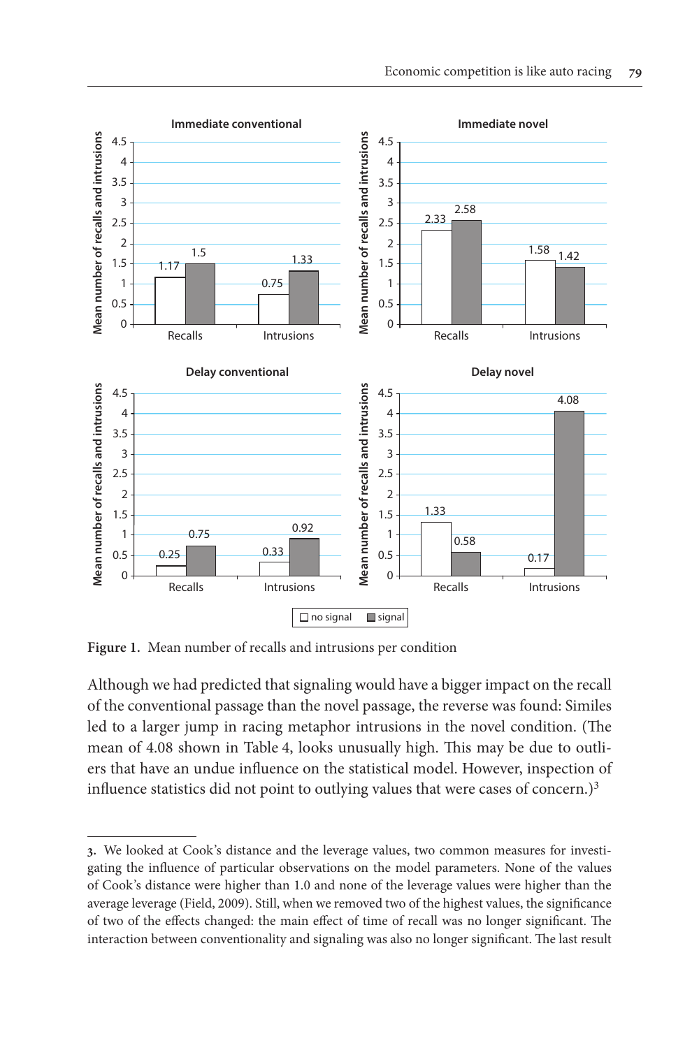**Figure 1.** Mean number of recalls and intrusions per condition

Although we had predicted that signaling would have a bigger impact on the recall of the conventional passage than the novel passage, the reverse was found: Similes led to a larger jump in racing metaphor intrusions in the novel condition. (The mean of 4.08 shown in Table 4, looks unusually high. This may be due to outliers that have an undue influence on the statistical model. However, inspection of influence statistics did not point to outlying values that were cases of concern.)[3]

---

3. We looked at Cook's distance and the leverage values, two common measures for investigating the influence of particular observations on the model parameters. None of the values of Cook's distance were higher than 1.0 and none of the leverage values were higher than the average leverage (Field, 2009). Still, when we removed two of the highest values, the significance of two of the effects changed: the main effect of time of recall was no longer significant. The interaction between conventionality and signaling was also no longer significant. The last result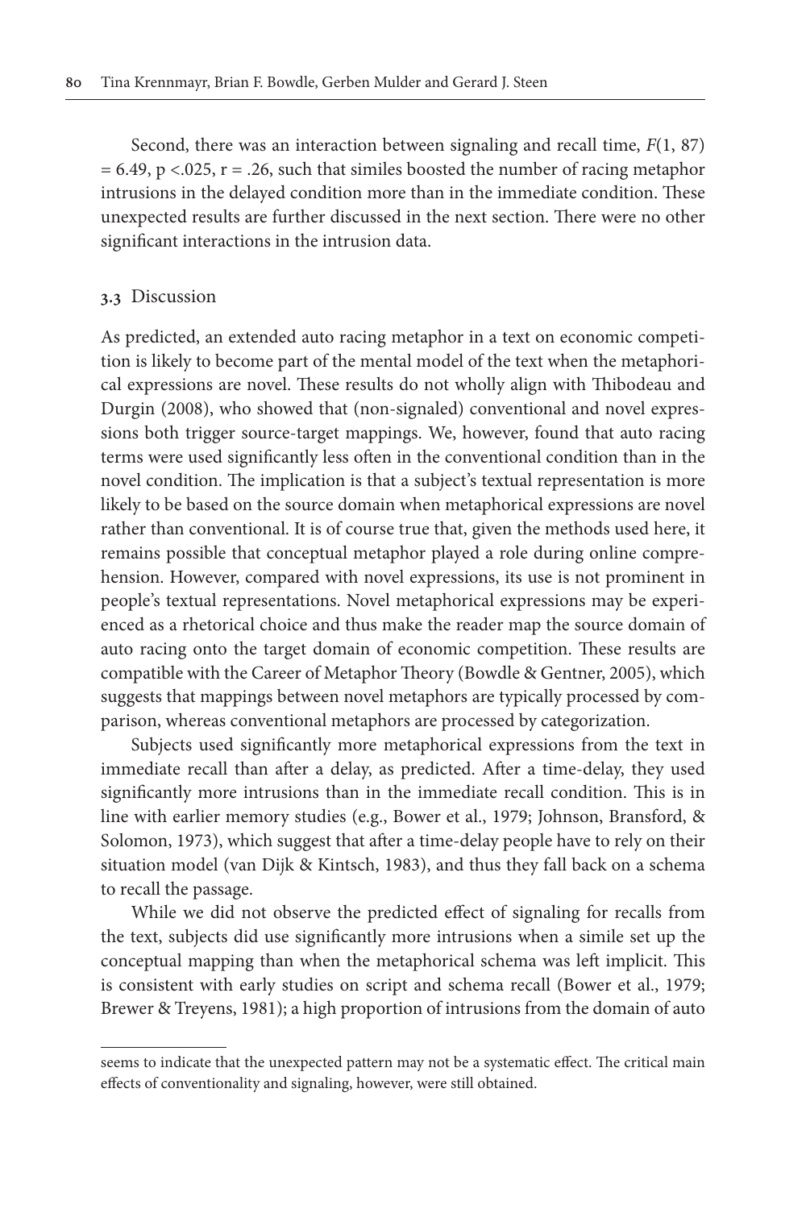Second, there was an interaction between signaling and recall time, $F(1, 87) = 6.49$, $p < .025$, $r = .26$, such that similes boosted the number of racing metaphor intrusions in the delayed condition more than in the immediate condition. These unexpected results are further discussed in the next section. There were no other significant interactions in the intrusion data.

### 3.3 Discussion

As predicted, an extended auto racing metaphor in a text on economic competition is likely to become part of the mental model of the text when the metaphorical expressions are novel. These results do not wholly align with Thibodeau and Durgin (2008), who showed that (non-signaled) conventional and novel expressions both trigger source-target mappings. We, however, found that auto racing terms were used significantly less often in the conventional condition than in the novel condition. The implication is that a subject's textual representation is more likely to be based on the source domain when metaphorical expressions are novel rather than conventional. It is of course true that, given the methods used here, it remains possible that conceptual metaphor played a role during online comprehension. However, compared with novel expressions, its use is not prominent in people's textual representations. Novel metaphorical expressions may be experienced as a rhetorical choice and thus make the reader map the source domain of auto racing onto the target domain of economic competition. These results are compatible with the Career of Metaphor Theory (Bowdle & Gentner, 2005), which suggests that mappings between novel metaphors are typically processed by comparison, whereas conventional metaphors are processed by categorization.

Subjects used significantly more metaphorical expressions from the text in immediate recall than after a delay, as predicted. After a time-delay, they used significantly more intrusions than in the immediate recall condition. This is in line with earlier memory studies (e.g., Bower et al., 1979; Johnson, Bransford, & Solomon, 1973), which suggest that after a time-delay people have to rely on their situation model (van Dijk & Kintsch, 1983), and thus they fall back on a schema to recall the passage.

While we did not observe the predicted effect of signaling for recalls from the text, subjects did use significantly more intrusions when a simile set up the conceptual mapping than when the metaphorical schema was left implicit. This is consistent with early studies on script and schema recall (Bower et al., 1979; Brewer & Treyens, 1981); a high proportion of intrusions from the domain of auto

---

seems to indicate that the unexpected pattern may not be a systematic effect. The critical main effects of conventionality and signaling, however, were still obtained.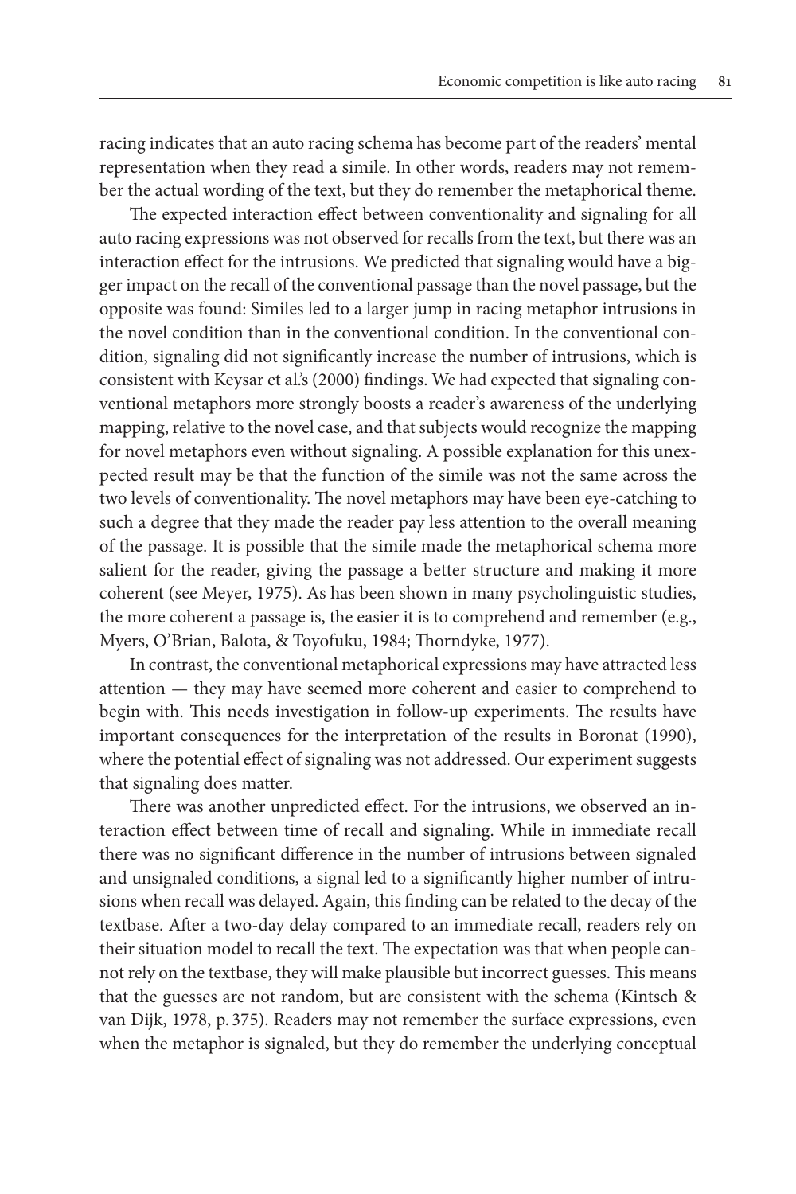racing indicates that an auto racing schema has become part of the readers' mental representation when they read a simile. In other words, readers may not remember the actual wording of the text, but they do remember the metaphorical theme.

The expected interaction effect between conventionality and signaling for all auto racing expressions was not observed for recalls from the text, but there was an interaction effect for the intrusions. We predicted that signaling would have a bigger impact on the recall of the conventional passage than the novel passage, but the opposite was found: Similes led to a larger jump in racing metaphor intrusions in the novel condition than in the conventional condition. In the conventional condition, signaling did not significantly increase the number of intrusions, which is consistent with Keysar et al.'s (2000) findings. We had expected that signaling conventional metaphors more strongly boosts a reader's awareness of the underlying mapping, relative to the novel case, and that subjects would recognize the mapping for novel metaphors even without signaling. A possible explanation for this unexpected result may be that the function of the simile was not the same across the two levels of conventionality. The novel metaphors may have been eye-catching to such a degree that they made the reader pay less attention to the overall meaning of the passage. It is possible that the simile made the metaphorical schema more salient for the reader, giving the passage a better structure and making it more coherent (see Meyer, 1975). As has been shown in many psycholinguistic studies, the more coherent a passage is, the easier it is to comprehend and remember (e.g., Myers, O'Brian, Balota, & Toyofuku, 1984; Thorndyke, 1977).

In contrast, the conventional metaphorical expressions may have attracted less attention — they may have seemed more coherent and easier to comprehend to begin with. This needs investigation in follow-up experiments. The results have important consequences for the interpretation of the results in Boronat (1990), where the potential effect of signaling was not addressed. Our experiment suggests that signaling does matter.

There was another unpredicted effect. For the intrusions, we observed an interaction effect between time of recall and signaling. While in immediate recall there was no significant difference in the number of intrusions between signaled and unsignaled conditions, a signal led to a significantly higher number of intrusions when recall was delayed. Again, this finding can be related to the decay of the textbase. After a two-day delay compared to an immediate recall, readers rely on their situation model to recall the text. The expectation was that when people cannot rely on the textbase, they will make plausible but incorrect guesses. This means that the guesses are not random, but are consistent with the schema (Kintsch & van Dijk, 1978, p. 375). Readers may not remember the surface expressions, even when the metaphor is signaled, but they do remember the underlying conceptual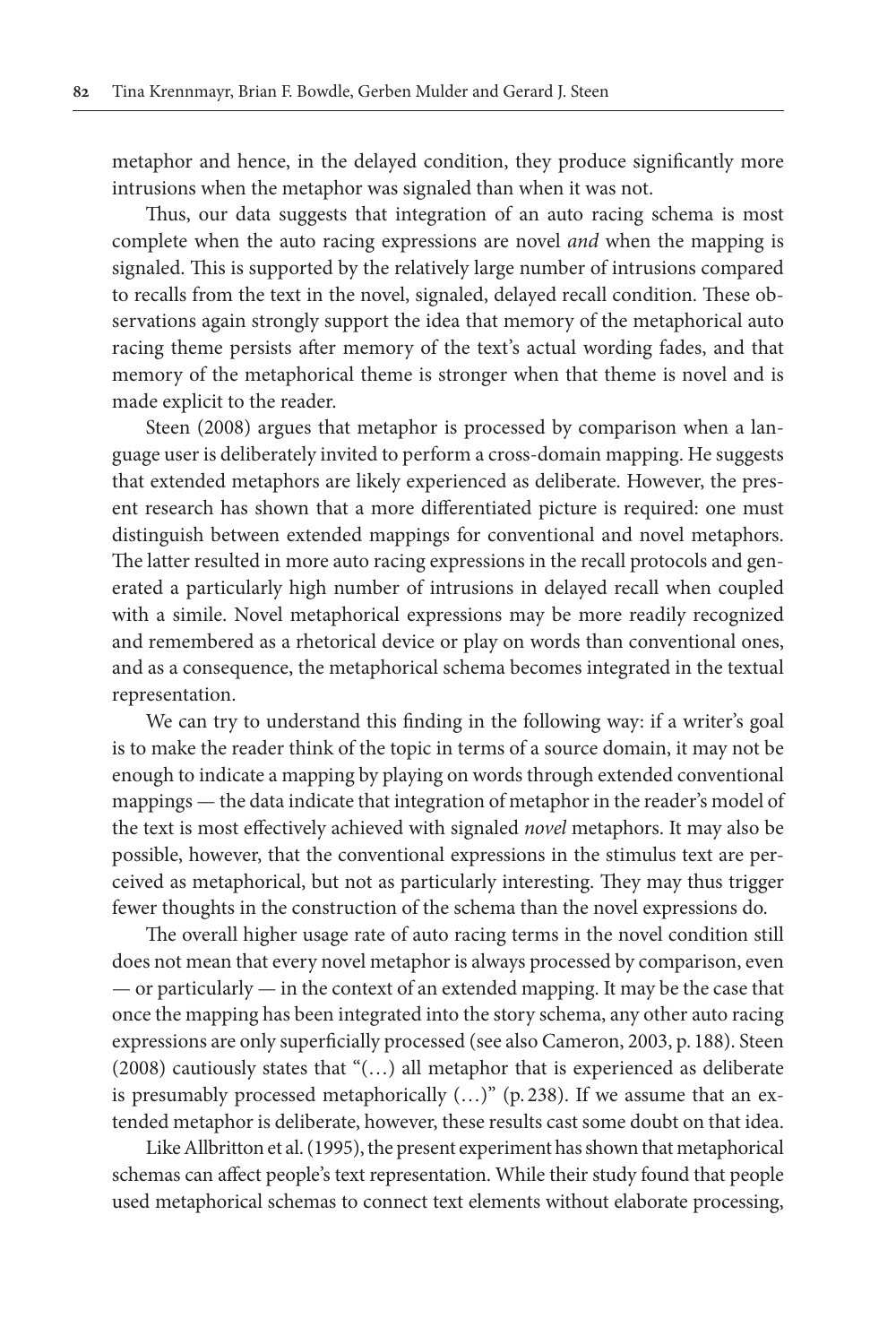metaphor and hence, in the delayed condition, they produce significantly more intrusions when the metaphor was signaled than when it was not.

Thus, our data suggests that integration of an auto racing schema is most complete when the auto racing expressions are novel *and* when the mapping is signaled. This is supported by the relatively large number of intrusions compared to recalls from the text in the novel, signaled, delayed recall condition. These observations again strongly support the idea that memory of the metaphorical auto racing theme persists after memory of the text's actual wording fades, and that memory of the metaphorical theme is stronger when that theme is novel and is made explicit to the reader.

Steen (2008) argues that metaphor is processed by comparison when a language user is deliberately invited to perform a cross-domain mapping. He suggests that extended metaphors are likely experienced as deliberate. However, the present research has shown that a more differentiated picture is required: one must distinguish between extended mappings for conventional and novel metaphors. The latter resulted in more auto racing expressions in the recall protocols and generated a particularly high number of intrusions in delayed recall when coupled with a simile. Novel metaphorical expressions may be more readily recognized and remembered as a rhetorical device or play on words than conventional ones, and as a consequence, the metaphorical schema becomes integrated in the textual representation.

We can try to understand this finding in the following way: if a writer's goal is to make the reader think of the topic in terms of a source domain, it may not be enough to indicate a mapping by playing on words through extended conventional mappings — the data indicate that integration of metaphor in the reader's model of the text is most effectively achieved with signaled *novel* metaphors. It may also be possible, however, that the conventional expressions in the stimulus text are perceived as metaphorical, but not as particularly interesting. They may thus trigger fewer thoughts in the construction of the schema than the novel expressions do.

The overall higher usage rate of auto racing terms in the novel condition still does not mean that every novel metaphor is always processed by comparison, even — or particularly — in the context of an extended mapping. It may be the case that once the mapping has been integrated into the story schema, any other auto racing expressions are only superficially processed (see also Cameron, 2003, p. 188). Steen (2008) cautiously states that "(…) all metaphor that is experienced as deliberate is presumably processed metaphorically (…)" (p. 238). If we assume that an extended metaphor is deliberate, however, these results cast some doubt on that idea.

Like Allbritton et al. (1995), the present experiment has shown that metaphorical schemas can affect people's text representation. While their study found that people used metaphorical schemas to connect text elements without elaborate processing,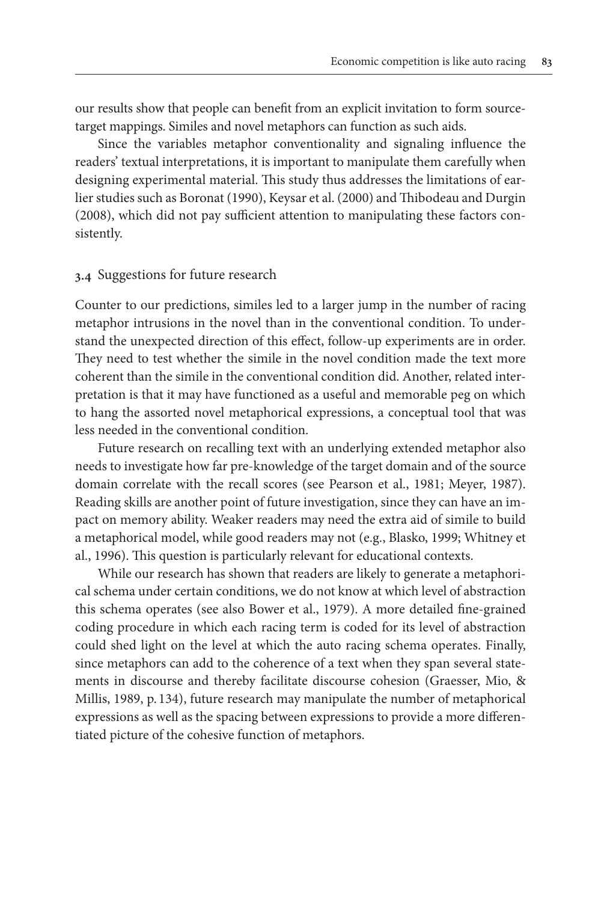our results show that people can benefit from an explicit invitation to form source-target mappings. Similes and novel metaphors can function as such aids.

Since the variables metaphor conventionality and signaling influence the readers' textual interpretations, it is important to manipulate them carefully when designing experimental material. This study thus addresses the limitations of earlier studies such as Boronat (1990), Keysar et al. (2000) and Thibodeau and Durgin (2008), which did not pay sufficient attention to manipulating these factors consistently.

### 3.4 Suggestions for future research

Counter to our predictions, similes led to a larger jump in the number of racing metaphor intrusions in the novel than in the conventional condition. To understand the unexpected direction of this effect, follow-up experiments are in order. They need to test whether the simile in the novel condition made the text more coherent than the simile in the conventional condition did. Another, related interpretation is that it may have functioned as a useful and memorable peg on which to hang the assorted novel metaphorical expressions, a conceptual tool that was less needed in the conventional condition.

Future research on recalling text with an underlying extended metaphor also needs to investigate how far pre-knowledge of the target domain and of the source domain correlate with the recall scores (see Pearson et al., 1981; Meyer, 1987). Reading skills are another point of future investigation, since they can have an impact on memory ability. Weaker readers may need the extra aid of simile to build a metaphorical model, while good readers may not (e.g., Blasko, 1999; Whitney et al., 1996). This question is particularly relevant for educational contexts.

While our research has shown that readers are likely to generate a metaphorical schema under certain conditions, we do not know at which level of abstraction this schema operates (see also Bower et al., 1979). A more detailed fine-grained coding procedure in which each racing term is coded for its level of abstraction could shed light on the level at which the auto racing schema operates. Finally, since metaphors can add to the coherence of a text when they span several statements in discourse and thereby facilitate discourse cohesion (Graesser, Mio, & Millis, 1989, p. 134), future research may manipulate the number of metaphorical expressions as well as the spacing between expressions to provide a more differentiated picture of the cohesive function of metaphors.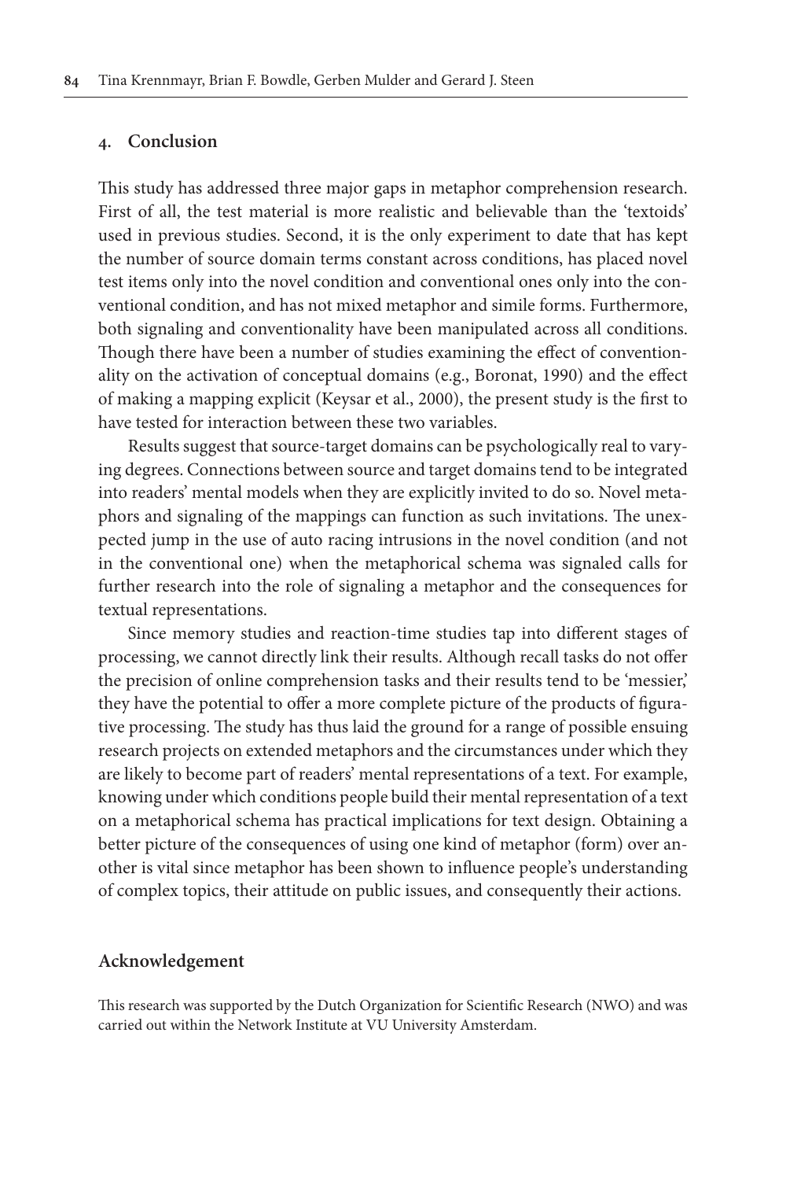## 4. Conclusion

This study has addressed three major gaps in metaphor comprehension research. First of all, the test material is more realistic and believable than the 'textoids' used in previous studies. Second, it is the only experiment to date that has kept the number of source domain terms constant across conditions, has placed novel test items only into the novel condition and conventional ones only into the conventional condition, and has not mixed metaphor and simile forms. Furthermore, both signaling and conventionality have been manipulated across all conditions. Though there have been a number of studies examining the effect of conventionality on the activation of conceptual domains (e.g., Boronat, 1990) and the effect of making a mapping explicit (Keysar et al., 2000), the present study is the first to have tested for interaction between these two variables.

Results suggest that source-target domains can be psychologically real to varying degrees. Connections between source and target domains tend to be integrated into readers' mental models when they are explicitly invited to do so. Novel metaphors and signaling of the mappings can function as such invitations. The unexpected jump in the use of auto racing intrusions in the novel condition (and not in the conventional one) when the metaphorical schema was signaled calls for further research into the role of signaling a metaphor and the consequences for textual representations.

Since memory studies and reaction-time studies tap into different stages of processing, we cannot directly link their results. Although recall tasks do not offer the precision of online comprehension tasks and their results tend to be 'messier,' they have the potential to offer a more complete picture of the products of figurative processing. The study has thus laid the ground for a range of possible ensuing research projects on extended metaphors and the circumstances under which they are likely to become part of readers' mental representations of a text. For example, knowing under which conditions people build their mental representation of a text on a metaphorical schema has practical implications for text design. Obtaining a better picture of the consequences of using one kind of metaphor (form) over another is vital since metaphor has been shown to influence people's understanding of complex topics, their attitude on public issues, and consequently their actions.

## Acknowledgement

This research was supported by the Dutch Organization for Scientific Research (NWO) and was carried out within the Network Institute at VU University Amsterdam.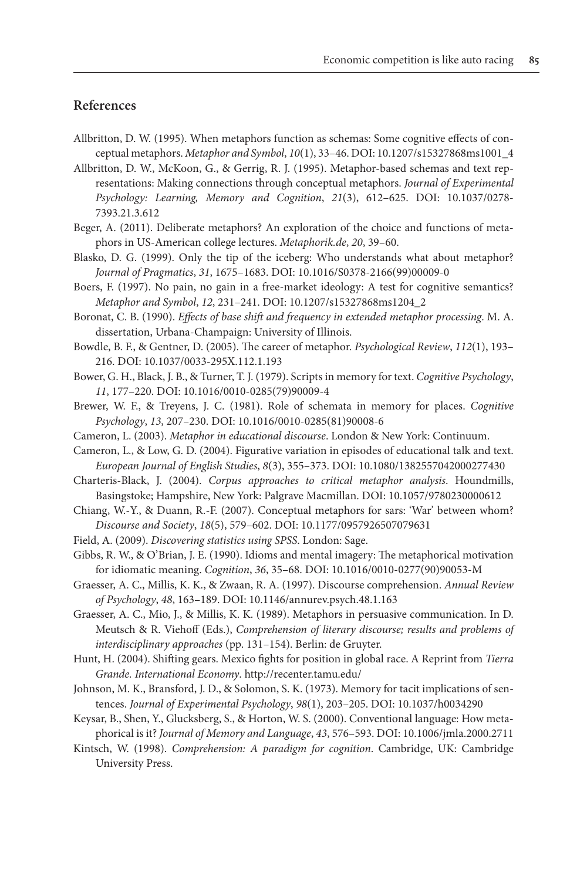## References

Allbritton, D. W. (1995). When metaphors function as schemas: Some cognitive effects of conceptual metaphors. *Metaphor and Symbol*, *10*(1), 33–46. DOI: 10.1207/s15327868ms1001_4

Allbritton, D. W., McKoon, G., & Gerrig, R. J. (1995). Metaphor-based schemas and text representations: Making connections through conceptual metaphors. *Journal of Experimental Psychology: Learning, Memory and Cognition*, *21*(3), 612–625. DOI: 10.1037/0278-7393.21.3.612

Beger, A. (2011). Deliberate metaphors? An exploration of the choice and functions of metaphors in US-American college lectures. *Metaphorik.de*, *20*, 39–60.

Blasko, D. G. (1999). Only the tip of the iceberg: Who understands what about metaphor? *Journal of Pragmatics*, *31*, 1675–1683. DOI: 10.1016/S0378-2166(99)00009-0

Boers, F. (1997). No pain, no gain in a free-market ideology: A test for cognitive semantics? *Metaphor and Symbol*, *12*, 231–241. DOI: 10.1207/s15327868ms1204_2

Boronat, C. B. (1990). *Effects of base shift and frequency in extended metaphor processing*. M. A. dissertation, Urbana-Champaign: University of Illinois.

Bowdle, B. F., & Gentner, D. (2005). The career of metaphor. *Psychological Review*, *112*(1), 193–216. DOI: 10.1037/0033-295X.112.1.193

Bower, G. H., Black, J. B., & Turner, T. J. (1979). Scripts in memory for text. *Cognitive Psychology*, *11*, 177–220. DOI: 10.1016/0010-0285(79)90009-4

Brewer, W. F., & Treyens, J. C. (1981). Role of schemata in memory for places. *Cognitive Psychology*, *13*, 207–230. DOI: 10.1016/0010-0285(81)90008-6

Cameron, L. (2003). *Metaphor in educational discourse*. London & New York: Continuum.

Cameron, L., & Low, G. D. (2004). Figurative variation in episodes of educational talk and text. *European Journal of English Studies*, *8*(3), 355–373. DOI: 10.1080/1382557042000277430

Charteris-Black, J. (2004). *Corpus approaches to critical metaphor analysis*. Houndmills, Basingstoke; Hampshire, New York: Palgrave Macmillan. DOI: 10.1057/9780230000612

Chiang, W.-Y., & Duann, R.-F. (2007). Conceptual metaphors for sars: 'War' between whom? *Discourse and Society*, *18*(5), 579–602. DOI: 10.1177/0957926507079631

Field, A. (2009). *Discovering statistics using SPSS*. London: Sage.

Gibbs, R. W., & O'Brian, J. E. (1990). Idioms and mental imagery: The metaphorical motivation for idiomatic meaning. *Cognition*, *36*, 35–68. DOI: 10.1016/0010-0277(90)90053-M

Graesser, A. C., Millis, K. K., & Zwaan, R. A. (1997). Discourse comprehension. *Annual Review of Psychology*, *48*, 163–189. DOI: 10.1146/annurev.psych.48.1.163

Graesser, A. C., Mio, J., & Millis, K. K. (1989). Metaphors in persuasive communication. In D. Meutsch & R. Viehoff (Eds.), *Comprehension of literary discourse; results and problems of interdisciplinary approaches* (pp. 131–154). Berlin: de Gruyter.

Hunt, H. (2004). Shifting gears. Mexico fights for position in global race. A Reprint from *Tierra Grande. International Economy*. http://recenter.tamu.edu/

Johnson, M. K., Bransford, J. D., & Solomon, S. K. (1973). Memory for tacit implications of sentences. *Journal of Experimental Psychology*, *98*(1), 203–205. DOI: 10.1037/h0034290

Keysar, B., Shen, Y., Glucksberg, S., & Horton, W. S. (2000). Conventional language: How metaphorical is it? *Journal of Memory and Language*, *43*, 576–593. DOI: 10.1006/jmla.2000.2711

Kintsch, W. (1998). *Comprehension: A paradigm for cognition*. Cambridge, UK: Cambridge University Press.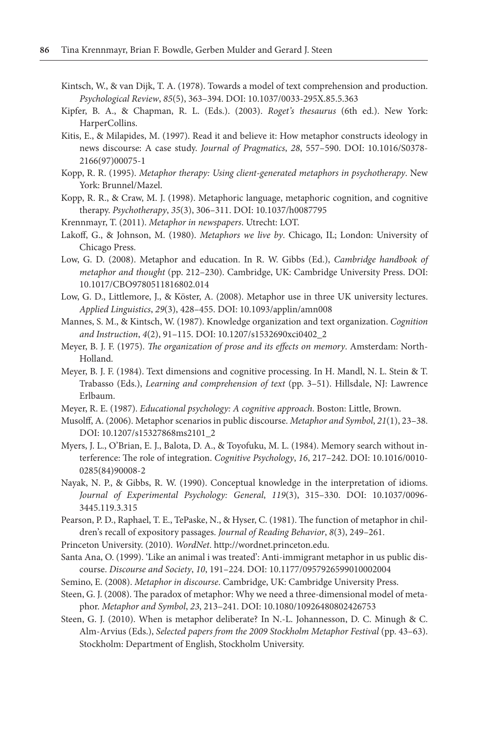Kintsch, W., & van Dijk, T. A. (1978). Towards a model of text comprehension and production. *Psychological Review*, *85*(5), 363–394. DOI: 10.1037/0033-295X.85.5.363

Kipfer, B. A., & Chapman, R. L. (Eds.). (2003). *Roget's thesaurus* (6th ed.). New York: HarperCollins.

Kitis, E., & Milapides, M. (1997). Read it and believe it: How metaphor constructs ideology in news discourse: A case study. *Journal of Pragmatics*, *28*, 557–590. DOI: 10.1016/S0378-2166(97)00075-1

Kopp, R. R. (1995). *Metaphor therapy: Using client-generated metaphors in psychotherapy*. New York: Brunnel/Mazel.

Kopp, R. R., & Craw, M. J. (1998). Metaphoric language, metaphoric cognition, and cognitive therapy. *Psychotherapy*, *35*(3), 306–311. DOI: 10.1037/h0087795

Krennmayr, T. (2011). *Metaphor in newspapers*. Utrecht: LOT.

Lakoff, G., & Johnson, M. (1980). *Metaphors we live by*. Chicago, IL; London: University of Chicago Press.

Low, G. D. (2008). Metaphor and education. In R. W. Gibbs (Ed.), *Cambridge handbook of metaphor and thought* (pp. 212–230). Cambridge, UK: Cambridge University Press. DOI: 10.1017/CBO9780511816802.014

Low, G. D., Littlemore, J., & Köster, A. (2008). Metaphor use in three UK university lectures. *Applied Linguistics*, *29*(3), 428–455. DOI: 10.1093/applin/amn008

Mannes, S. M., & Kintsch, W. (1987). Knowledge organization and text organization. *Cognition and Instruction*, *4*(2), 91–115. DOI: 10.1207/s1532690xci0402_2

Meyer, B. J. F. (1975). *The organization of prose and its effects on memory*. Amsterdam: North-Holland.

Meyer, B. J. F. (1984). Text dimensions and cognitive processing. In H. Mandl, N. L. Stein & T. Trabasso (Eds.), *Learning and comprehension of text* (pp. 3–51). Hillsdale, NJ: Lawrence Erlbaum.

Meyer, R. E. (1987). *Educational psychology: A cognitive approach*. Boston: Little, Brown.

Musolff, A. (2006). Metaphor scenarios in public discourse. *Metaphor and Symbol*, *21*(1), 23–38. DOI: 10.1207/s15327868ms2101_2

Myers, J. L., O'Brian, E. J., Balota, D. A., & Toyofuku, M. L. (1984). Memory search without interference: The role of integration. *Cognitive Psychology*, *16*, 217–242. DOI: 10.1016/0010-0285(84)90008-2

Nayak, N. P., & Gibbs, R. W. (1990). Conceptual knowledge in the interpretation of idioms. *Journal of Experimental Psychology: General*, *119*(3), 315–330. DOI: 10.1037/0096-3445.119.3.315

Pearson, P. D., Raphael, T. E., TePaske, N., & Hyser, C. (1981). The function of metaphor in children's recall of expository passages. *Journal of Reading Behavior*, *8*(3), 249–261.

Princeton University. (2010). *WordNet*. http://wordnet.princeton.edu.

Santa Ana, O. (1999). 'Like an animal i was treated': Anti-immigrant metaphor in us public discourse. *Discourse and Society*, *10*, 191–224. DOI: 10.1177/0957926599010002004

Semino, E. (2008). *Metaphor in discourse*. Cambridge, UK: Cambridge University Press.

Steen, G. J. (2008). The paradox of metaphor: Why we need a three-dimensional model of metaphor. *Metaphor and Symbol*, *23*, 213–241. DOI: 10.1080/10926480802426753

Steen, G. J. (2010). When is metaphor deliberate? In N.-L. Johannesson, D. C. Minugh & C. Alm-Arvius (Eds.), *Selected papers from the 2009 Stockholm Metaphor Festival* (pp. 43–63). Stockholm: Department of English, Stockholm University.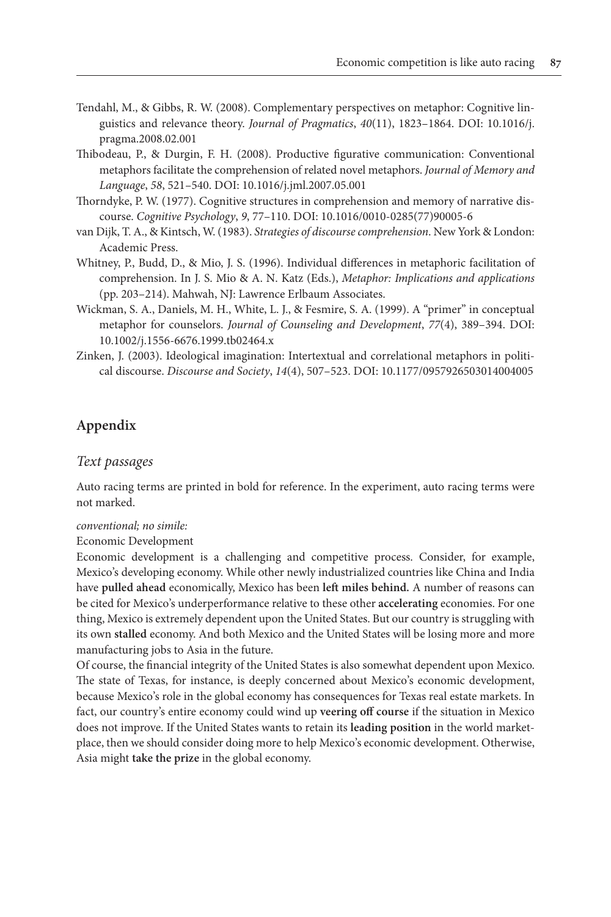Tendahl, M., & Gibbs, R. W. (2008). Complementary perspectives on metaphor: Cognitive linguistics and relevance theory. *Journal of Pragmatics*, *40*(11), 1823–1864. DOI: 10.1016/j.pragma.2008.02.001

Thibodeau, P., & Durgin, F. H. (2008). Productive figurative communication: Conventional metaphors facilitate the comprehension of related novel metaphors. *Journal of Memory and Language*, *58*, 521–540. DOI: 10.1016/j.jml.2007.05.001

Thorndyke, P. W. (1977). Cognitive structures in comprehension and memory of narrative discourse. *Cognitive Psychology*, *9*, 77–110. DOI: 10.1016/0010-0285(77)90005-6

van Dijk, T. A., & Kintsch, W. (1983). *Strategies of discourse comprehension*. New York & London: Academic Press.

Whitney, P., Budd, D., & Mio, J. S. (1996). Individual differences in metaphoric facilitation of comprehension. In J. S. Mio & A. N. Katz (Eds.), *Metaphor: Implications and applications* (pp. 203–214). Mahwah, NJ: Lawrence Erlbaum Associates.

Wickman, S. A., Daniels, M. H., White, L. J., & Fesmire, S. A. (1999). A "primer" in conceptual metaphor for counselors. *Journal of Counseling and Development*, *77*(4), 389–394. DOI: 10.1002/j.1556-6676.1999.tb02464.x

Zinken, J. (2003). Ideological imagination: Intertextual and correlational metaphors in political discourse. *Discourse and Society*, *14*(4), 507–523. DOI: 10.1177/0957926503014004005

## Appendix

### *Text passages*

Auto racing terms are printed in bold for reference. In the experiment, auto racing terms were not marked.

*conventional; no simile:*

Economic Development

Economic development is a challenging and competitive process. Consider, for example, Mexico's developing economy. While other newly industrialized countries like China and India have **pulled ahead** economically, Mexico has been **left miles behind.** A number of reasons can be cited for Mexico's underperformance relative to these other **accelerating** economies. For one thing, Mexico is extremely dependent upon the United States. But our country is struggling with its own **stalled** economy. And both Mexico and the United States will be losing more and more manufacturing jobs to Asia in the future.

Of course, the financial integrity of the United States is also somewhat dependent upon Mexico. The state of Texas, for instance, is deeply concerned about Mexico's economic development, because Mexico's role in the global economy has consequences for Texas real estate markets. In fact, our country's entire economy could wind up **veering off course** if the situation in Mexico does not improve. If the United States wants to retain its **leading position** in the world marketplace, then we should consider doing more to help Mexico's economic development. Otherwise, Asia might **take the prize** in the global economy.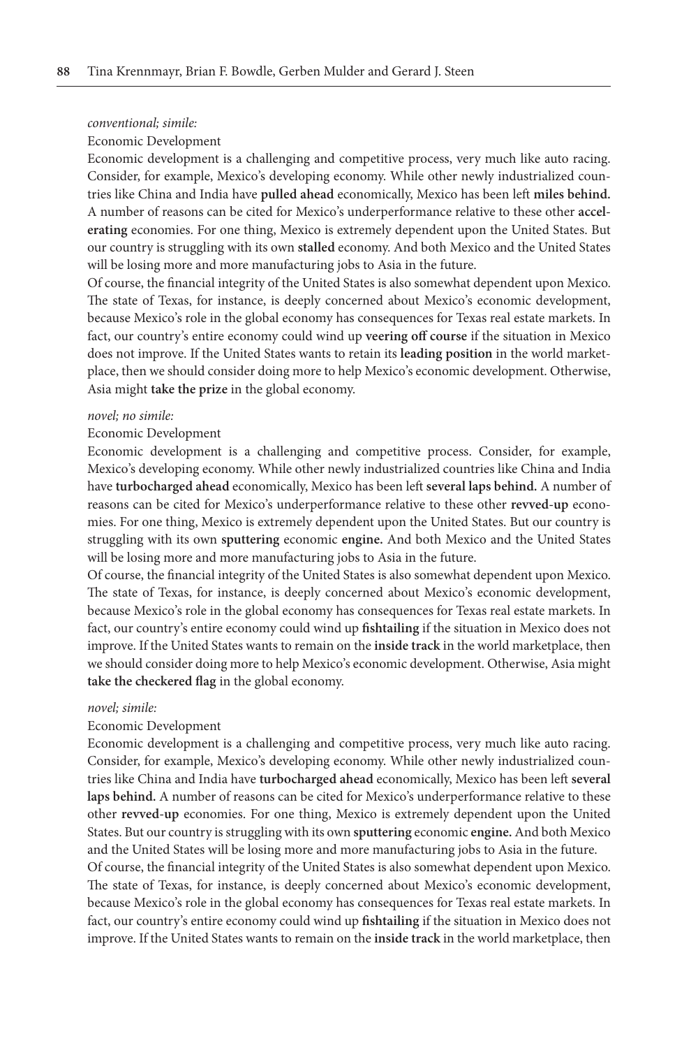*conventional; simile:*

Economic Development

Economic development is a challenging and competitive process, very much like auto racing. Consider, for example, Mexico's developing economy. While other newly industrialized countries like China and India have **pulled ahead** economically, Mexico has been left **miles behind.** A number of reasons can be cited for Mexico's underperformance relative to these other **accelerating** economies. For one thing, Mexico is extremely dependent upon the United States. But our country is struggling with its own **stalled** economy. And both Mexico and the United States will be losing more and more manufacturing jobs to Asia in the future.

Of course, the financial integrity of the United States is also somewhat dependent upon Mexico. The state of Texas, for instance, is deeply concerned about Mexico's economic development, because Mexico's role in the global economy has consequences for Texas real estate markets. In fact, our country's entire economy could wind up **veering off course** if the situation in Mexico does not improve. If the United States wants to retain its **leading position** in the world marketplace, then we should consider doing more to help Mexico's economic development. Otherwise, Asia might **take the prize** in the global economy.

*novel; no simile:*

Economic Development

Economic development is a challenging and competitive process. Consider, for example, Mexico's developing economy. While other newly industrialized countries like China and India have **turbocharged ahead** economically, Mexico has been left **several laps behind.** A number of reasons can be cited for Mexico's underperformance relative to these other **revved-up** economies. For one thing, Mexico is extremely dependent upon the United States. But our country is struggling with its own **sputtering** economic **engine.** And both Mexico and the United States will be losing more and more manufacturing jobs to Asia in the future.

Of course, the financial integrity of the United States is also somewhat dependent upon Mexico. The state of Texas, for instance, is deeply concerned about Mexico's economic development, because Mexico's role in the global economy has consequences for Texas real estate markets. In fact, our country's entire economy could wind up **fishtailing** if the situation in Mexico does not improve. If the United States wants to remain on the **inside track** in the world marketplace, then we should consider doing more to help Mexico's economic development. Otherwise, Asia might **take the checkered flag** in the global economy.

*novel; simile:*

Economic Development

Economic development is a challenging and competitive process, very much like auto racing. Consider, for example, Mexico's developing economy. While other newly industrialized countries like China and India have **turbocharged ahead** economically, Mexico has been left **several laps behind.** A number of reasons can be cited for Mexico's underperformance relative to these other **revved-up** economies. For one thing, Mexico is extremely dependent upon the United States. But our country is struggling with its own **sputtering** economic **engine.** And both Mexico and the United States will be losing more and more manufacturing jobs to Asia in the future.

Of course, the financial integrity of the United States is also somewhat dependent upon Mexico. The state of Texas, for instance, is deeply concerned about Mexico's economic development, because Mexico's role in the global economy has consequences for Texas real estate markets. In fact, our country's entire economy could wind up **fishtailing** if the situation in Mexico does not improve. If the United States wants to remain on the **inside track** in the world marketplace, then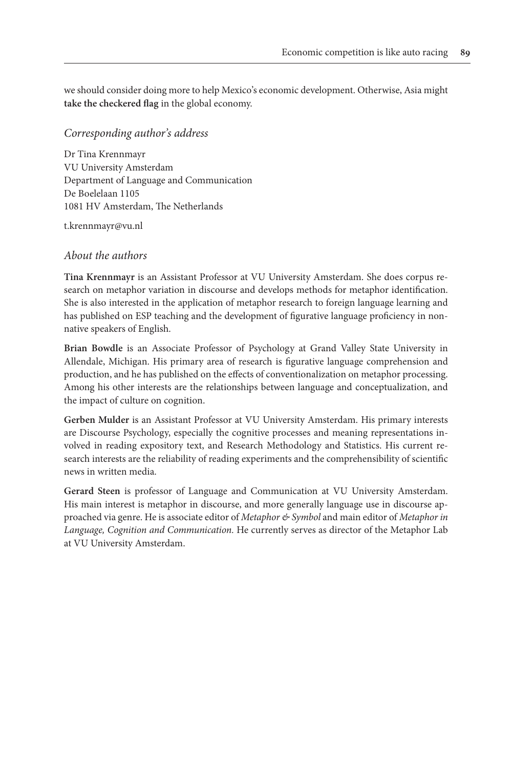we should consider doing more to help Mexico's economic development. Otherwise, Asia might **take the checkered flag** in the global economy.

## *Corresponding author's address*

Dr Tina Krennmayr
VU University Amsterdam
Department of Language and Communication
De Boelelaan 1105
1081 HV Amsterdam, The Netherlands

t.krennmayr@vu.nl

## *About the authors*

**Tina Krennmayr** is an Assistant Professor at VU University Amsterdam. She does corpus research on metaphor variation in discourse and develops methods for metaphor identification. She is also interested in the application of metaphor research to foreign language learning and has published on ESP teaching and the development of figurative language proficiency in non-native speakers of English.

**Brian Bowdle** is an Associate Professor of Psychology at Grand Valley State University in Allendale, Michigan. His primary area of research is figurative language comprehension and production, and he has published on the effects of conventionalization on metaphor processing. Among his other interests are the relationships between language and conceptualization, and the impact of culture on cognition.

**Gerben Mulder** is an Assistant Professor at VU University Amsterdam. His primary interests are Discourse Psychology, especially the cognitive processes and meaning representations involved in reading expository text, and Research Methodology and Statistics. His current research interests are the reliability of reading experiments and the comprehensibility of scientific news in written media.

**Gerard Steen** is professor of Language and Communication at VU University Amsterdam. His main interest is metaphor in discourse, and more generally language use in discourse approached via genre. He is associate editor of *Metaphor & Symbol* and main editor of *Metaphor in Language, Cognition and Communication.* He currently serves as director of the Metaphor Lab at VU University Amsterdam.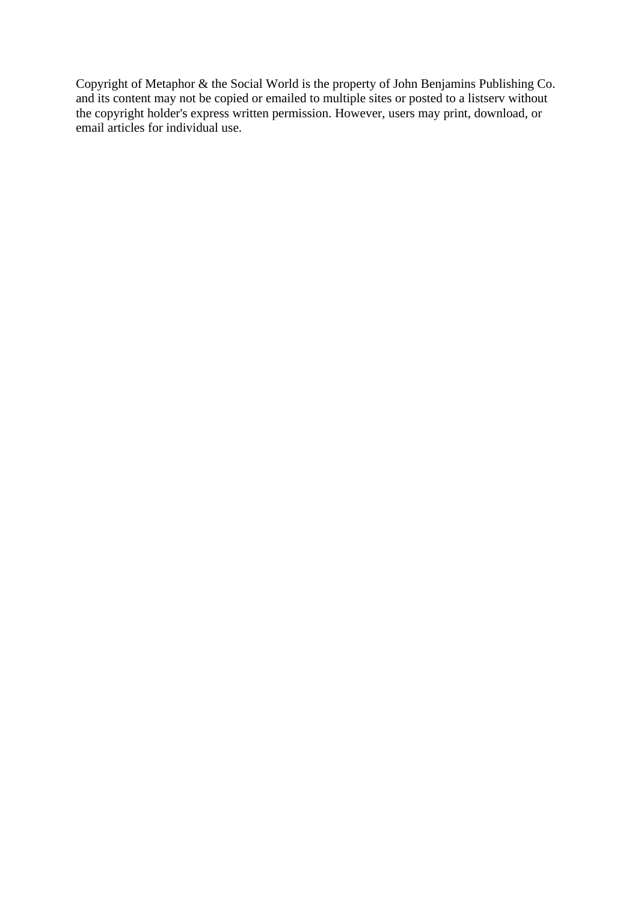Copyright of Metaphor & the Social World is the property of John Benjamins Publishing Co. and its content may not be copied or emailed to multiple sites or posted to a listserv without the copyright holder's express written permission. However, users may print, download, or email articles for individual use.